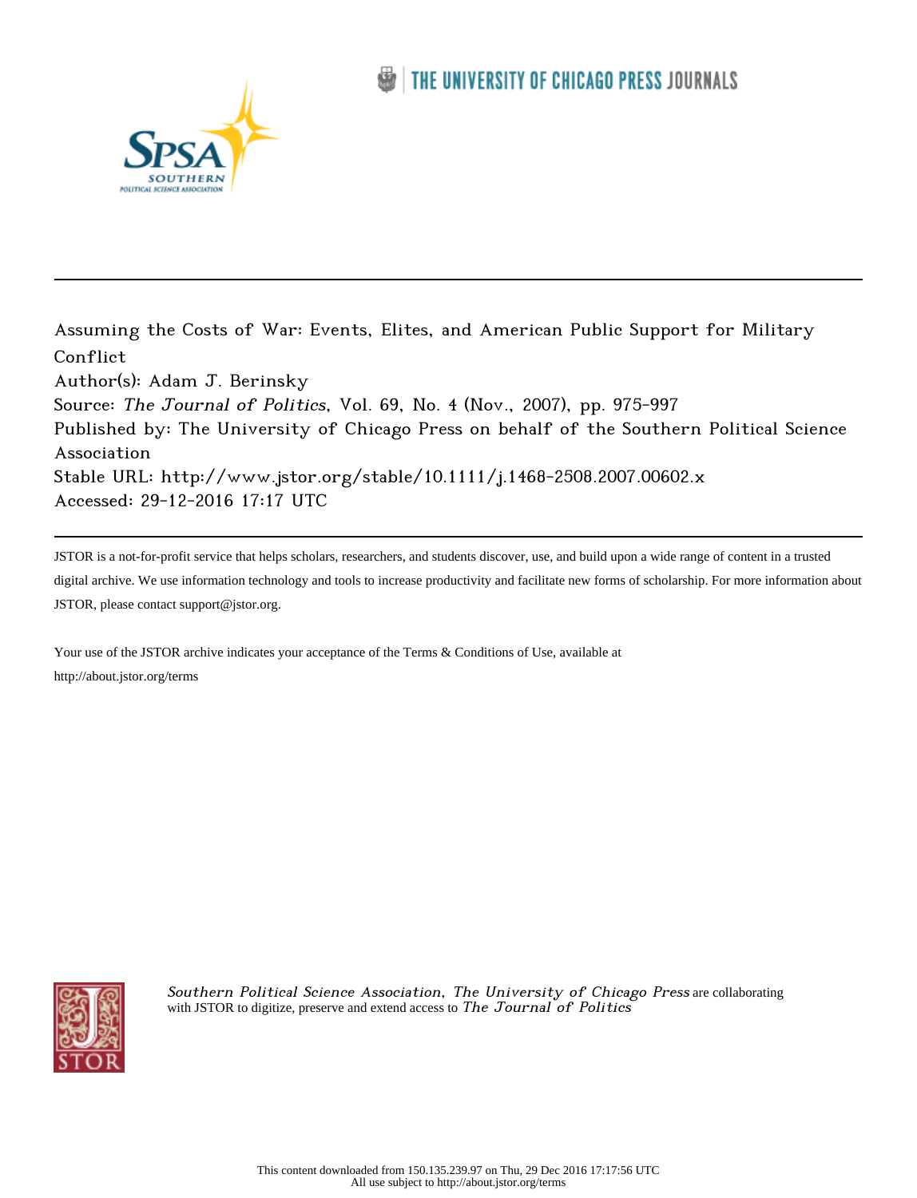Assuming the Costs of War: Events, Elites, and American Public Support for Military Conflict

Author(s): Adam J. Berinsky

Source: *The Journal of Politics*, Vol. 69, No. 4 (Nov., 2007), pp. 975-997

Published by: The University of Chicago Press on behalf of the Southern Political Science Association

Stable URL: http://www.jstor.org/stable/10.1111/j.1468-2508.2007.00602.x

Accessed: 29-12-2016 17:17 UTC

JSTOR is a not-for-profit service that helps scholars, researchers, and students discover, use, and build upon a wide range of content in a trusted digital archive. We use information technology and tools to increase productivity and facilitate new forms of scholarship. For more information about JSTOR, please contact support@jstor.org.

Your use of the JSTOR archive indicates your acceptance of the Terms & Conditions of Use, available at http://about.jstor.org/terms

*Southern Political Science Association, The University of Chicago Press* are collaborating with JSTOR to digitize, preserve and extend access to *The Journal of Politics*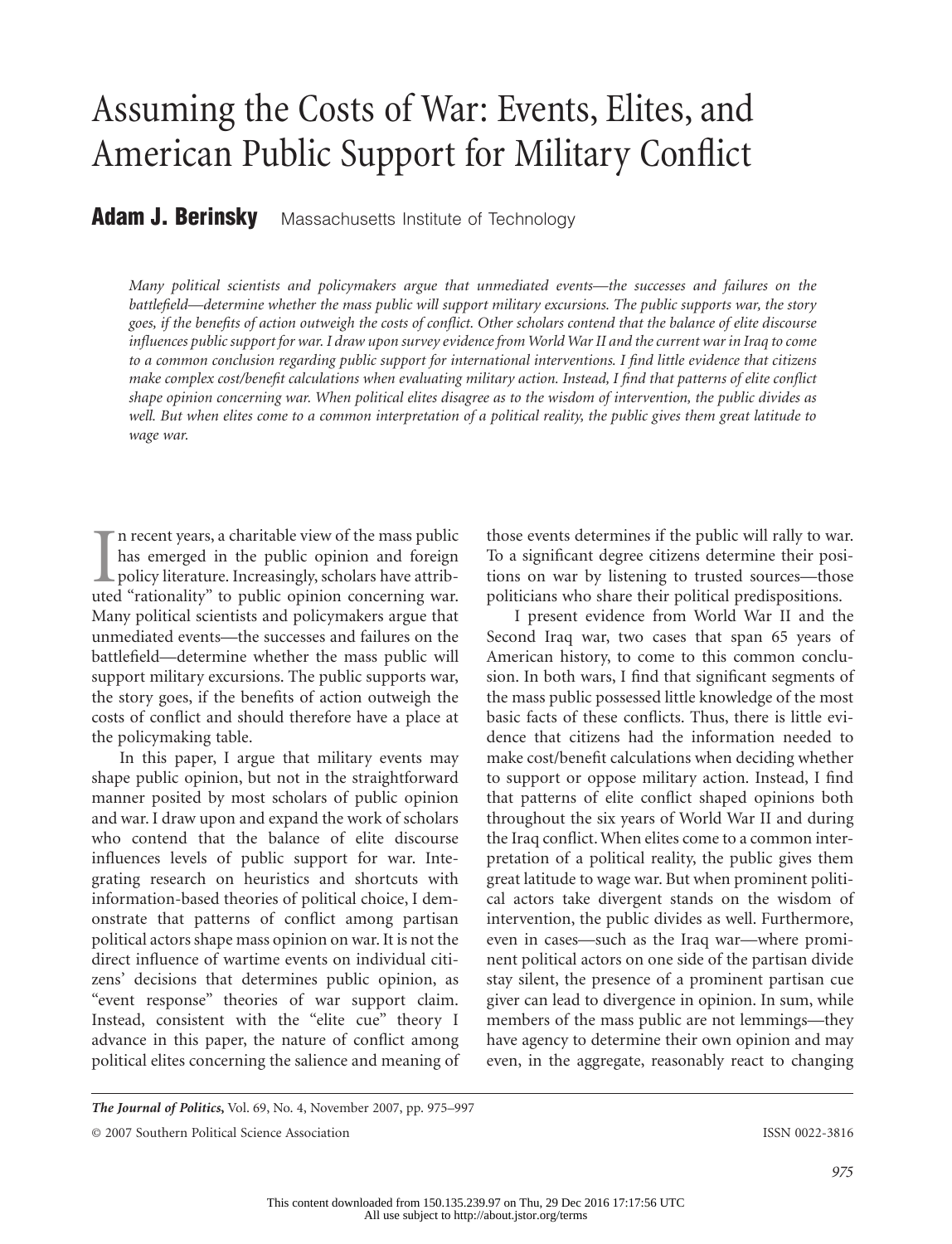# Assuming the Costs of War: Events, Elites, and American Public Support for Military Conflict

**Adam J. Berinsky** Massachusetts Institute of Technology

*Many political scientists and policymakers argue that unmediated events—the successes and failures on the battlefield—determine whether the mass public will support military excursions. The public supports war, the story goes, if the benefits of action outweigh the costs of conflict. Other scholars contend that the balance of elite discourse influences public support for war. I draw upon survey evidence from World War II and the current war in Iraq to come to a common conclusion regarding public support for international interventions. I find little evidence that citizens make complex cost/benefit calculations when evaluating military action. Instead, I find that patterns of elite conflict shape opinion concerning war. When political elites disagree as to the wisdom of intervention, the public divides as well. But when elites come to a common interpretation of a political reality, the public gives them great latitude to wage war.*

In recent years, a charitable view of the mass public has emerged in the public opinion and foreign policy literature. Increasingly, scholars have attributed "rationality" to public opinion concerning war. Many political scientists and policymakers argue that unmediated events—the successes and failures on the battlefield—determine whether the mass public will support military excursions. The public supports war, the story goes, if the benefits of action outweigh the costs of conflict and should therefore have a place at the policymaking table.

In this paper, I argue that military events may shape public opinion, but not in the straightforward manner posited by most scholars of public opinion and war. I draw upon and expand the work of scholars who contend that the balance of elite discourse influences levels of public support for war. Integrating research on heuristics and shortcuts with information-based theories of political choice, I demonstrate that patterns of conflict among partisan political actors shape mass opinion on war. It is not the direct influence of wartime events on individual citizens' decisions that determines public opinion, as "event response" theories of war support claim. Instead, consistent with the "elite cue" theory I advance in this paper, the nature of conflict among political elites concerning the salience and meaning of those events determines if the public will rally to war. To a significant degree citizens determine their positions on war by listening to trusted sources—those politicians who share their political predispositions.

I present evidence from World War II and the Second Iraq war, two cases that span 65 years of American history, to come to this common conclusion. In both wars, I find that significant segments of the mass public possessed little knowledge of the most basic facts of these conflicts. Thus, there is little evidence that citizens had the information needed to make cost/benefit calculations when deciding whether to support or oppose military action. Instead, I find that patterns of elite conflict shaped opinions both throughout the six years of World War II and during the Iraq conflict. When elites come to a common interpretation of a political reality, the public gives them great latitude to wage war. But when prominent political actors take divergent stands on the wisdom of intervention, the public divides as well. Furthermore, even in cases—such as the Iraq war—where prominent political actors on one side of the partisan divide stay silent, the presence of a prominent partisan cue giver can lead to divergence in opinion. In sum, while members of the mass public are not lemmings—they have agency to determine their own opinion and may even, in the aggregate, reasonably react to changing

*The Journal of Politics*, Vol. 69, No. 4, November 2007, pp. 975–997

© 2007 Southern Political Science Association ISSN 0022-3816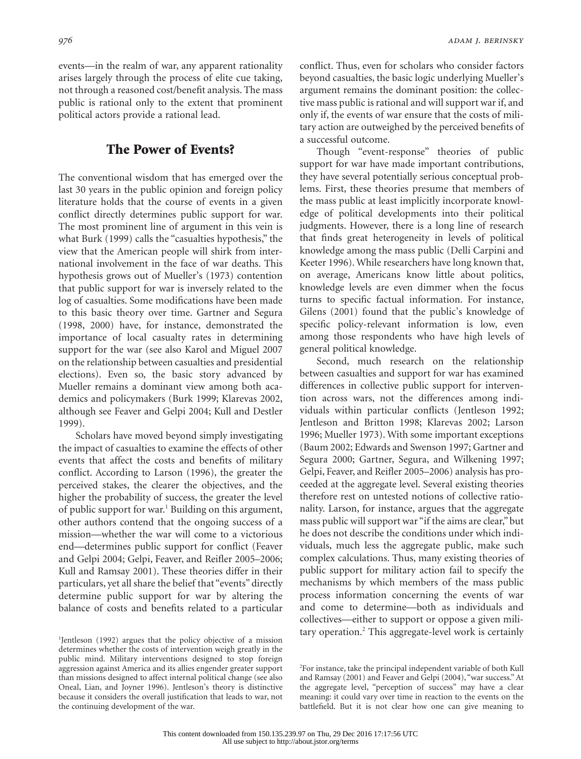events—in the realm of war, any apparent rationality arises largely through the process of elite cue taking, not through a reasoned cost/benefit analysis. The mass public is rational only to the extent that prominent political actors provide a rational lead.

## The Power of Events?

The conventional wisdom that has emerged over the last 30 years in the public opinion and foreign policy literature holds that the course of events in a given conflict directly determines public support for war. The most prominent line of argument in this vein is what Burk (1999) calls the "casualties hypothesis," the view that the American people will shirk from international involvement in the face of war deaths. This hypothesis grows out of Mueller's (1973) contention that public support for war is inversely related to the log of casualties. Some modifications have been made to this basic theory over time. Gartner and Segura (1998, 2000) have, for instance, demonstrated the importance of local casualty rates in determining support for the war (see also Karol and Miguel 2007 on the relationship between casualties and presidential elections). Even so, the basic story advanced by Mueller remains a dominant view among both academics and policymakers (Burk 1999; Klarevas 2002, although see Feaver and Gelpi 2004; Kull and Destler 1999).

Scholars have moved beyond simply investigating the impact of casualties to examine the effects of other events that affect the costs and benefits of military conflict. According to Larson (1996), the greater the perceived stakes, the clearer the objectives, and the higher the probability of success, the greater the level of public support for war.[1] Building on this argument, other authors contend that the ongoing success of a mission—whether the war will come to a victorious end—determines public support for conflict (Feaver and Gelpi 2004; Gelpi, Feaver, and Reifler 2005–2006; Kull and Ramsay 2001). These theories differ in their particulars, yet all share the belief that "events" directly determine public support for war by altering the balance of costs and benefits related to a particular conflict. Thus, even for scholars who consider factors beyond casualties, the basic logic underlying Mueller's argument remains the dominant position: the collective mass public is rational and will support war if, and only if, the events of war ensure that the costs of military action are outweighed by the perceived benefits of a successful outcome.

Though "event-response" theories of public support for war have made important contributions, they have several potentially serious conceptual problems. First, these theories presume that members of the mass public at least implicitly incorporate knowledge of political developments into their political judgments. However, there is a long line of research that finds great heterogeneity in levels of political knowledge among the mass public (Delli Carpini and Keeter 1996). While researchers have long known that, on average, Americans know little about politics, knowledge levels are even dimmer when the focus turns to specific factual information. For instance, Gilens (2001) found that the public's knowledge of specific policy-relevant information is low, even among those respondents who have high levels of general political knowledge.

Second, much research on the relationship between casualties and support for war has examined differences in collective public support for intervention across wars, not the differences among individuals within particular conflicts (Jentleson 1992; Jentleson and Britton 1998; Klarevas 2002; Larson 1996; Mueller 1973). With some important exceptions (Baum 2002; Edwards and Swenson 1997; Gartner and Segura 2000; Gartner, Segura, and Wilkening 1997; Gelpi, Feaver, and Reifler 2005–2006) analysis has proceeded at the aggregate level. Several existing theories therefore rest on untested notions of collective rationality. Larson, for instance, argues that the aggregate mass public will support war "if the aims are clear," but he does not describe the conditions under which individuals, much less the aggregate public, make such complex calculations. Thus, many existing theories of public support for military action fail to specify the mechanisms by which members of the mass public process information concerning the events of war and come to determine—both as individuals and collectives—either to support or oppose a given military operation.[2] This aggregate-level work is certainly

[1]Jentleson (1992) argues that the policy objective of a mission determines whether the costs of intervention weigh greatly in the public mind. Military interventions designed to stop foreign aggression against America and its allies engender greater support than missions designed to affect internal political change (see also Oneal, Lian, and Joyner 1996). Jentleson's theory is distinctive because it considers the overall justification that leads to war, not the continuing development of the war.

[2]For instance, take the principal independent variable of both Kull and Ramsay (2001) and Feaver and Gelpi (2004), "war success." At the aggregate level, "perception of success" may have a clear meaning: it could vary over time in reaction to the events on the battlefield. But it is not clear how one can give meaning to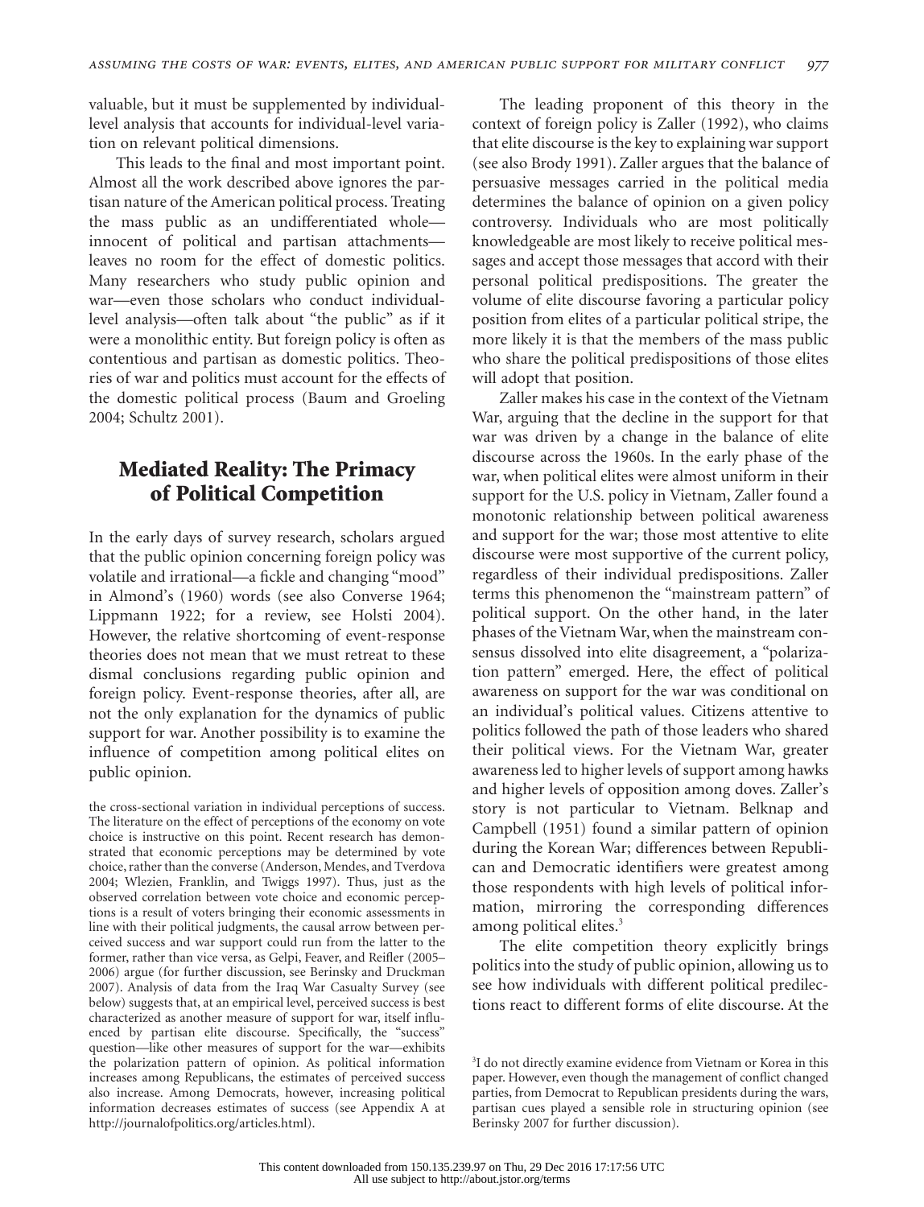valuable, but it must be supplemented by individual-level analysis that accounts for individual-level variation on relevant political dimensions.

This leads to the final and most important point. Almost all the work described above ignores the partisan nature of the American political process. Treating the mass public as an undifferentiated whole—innocent of political and partisan attachments—leaves no room for the effect of domestic politics. Many researchers who study public opinion and war—even those scholars who conduct individual-level analysis—often talk about "the public" as if it were a monolithic entity. But foreign policy is often as contentious and partisan as domestic politics. Theories of war and politics must account for the effects of the domestic political process (Baum and Groeling 2004; Schultz 2001).

## Mediated Reality: The Primacy of Political Competition

In the early days of survey research, scholars argued that the public opinion concerning foreign policy was volatile and irrational—a fickle and changing "mood" in Almond's (1960) words (see also Converse 1964; Lippmann 1922; for a review, see Holsti 2004). However, the relative shortcoming of event-response theories does not mean that we must retreat to these dismal conclusions regarding public opinion and foreign policy. Event-response theories, after all, are not the only explanation for the dynamics of public support for war. Another possibility is to examine the influence of competition among political elites on public opinion.

The leading proponent of this theory in the context of foreign policy is Zaller (1992), who claims that elite discourse is the key to explaining war support (see also Brody 1991). Zaller argues that the balance of persuasive messages carried in the political media determines the balance of opinion on a given policy controversy. Individuals who are most politically knowledgeable are most likely to receive political messages and accept those messages that accord with their personal political predispositions. The greater the volume of elite discourse favoring a particular policy position from elites of a particular political stripe, the more likely it is that the members of the mass public who share the political predispositions of those elites will adopt that position.

Zaller makes his case in the context of the Vietnam War, arguing that the decline in the support for that war was driven by a change in the balance of elite discourse across the 1960s. In the early phase of the war, when political elites were almost uniform in their support for the U.S. policy in Vietnam, Zaller found a monotonic relationship between political awareness and support for the war; those most attentive to elite discourse were most supportive of the current policy, regardless of their individual predispositions. Zaller terms this phenomenon the "mainstream pattern" of political support. On the other hand, in the later phases of the Vietnam War, when the mainstream consensus dissolved into elite disagreement, a "polarization pattern" emerged. Here, the effect of political awareness on support for the war was conditional on an individual's political values. Citizens attentive to politics followed the path of those leaders who shared their political views. For the Vietnam War, greater awareness led to higher levels of support among hawks and higher levels of opposition among doves. Zaller's story is not particular to Vietnam. Belknap and Campbell (1951) found a similar pattern of opinion during the Korean War; differences between Republican and Democratic identifiers were greatest among those respondents with high levels of political information, mirroring the corresponding differences among political elites.[3]

The elite competition theory explicitly brings politics into the study of public opinion, allowing us to see how individuals with different political predilections react to different forms of elite discourse. At the

the cross-sectional variation in individual perceptions of success. The literature on the effect of perceptions of the economy on vote choice is instructive on this point. Recent research has demonstrated that economic perceptions may be determined by vote choice, rather than the converse (Anderson, Mendes, and Tverdova 2004; Wlezien, Franklin, and Twiggs 1997). Thus, just as the observed correlation between vote choice and economic perceptions is a result of voters bringing their economic assessments in line with their political judgments, the causal arrow between perceived success and war support could run from the latter to the former, rather than vice versa, as Gelpi, Feaver, and Reifler (2005–2006) argue (for further discussion, see Berinsky and Druckman 2007). Analysis of data from the Iraq War Casualty Survey (see below) suggests that, at an empirical level, perceived success is best characterized as another measure of support for war, itself influenced by partisan elite discourse. Specifically, the "success" question—like other measures of support for the war—exhibits the polarization pattern of opinion. As political information increases among Republicans, the estimates of perceived success also increase. Among Democrats, however, increasing political information decreases estimates of success (see Appendix A at http://journalofpolitics.org/articles.html).

[3]I do not directly examine evidence from Vietnam or Korea in this paper. However, even though the management of conflict changed parties, from Democrat to Republican presidents during the wars, partisan cues played a sensible role in structuring opinion (see Berinsky 2007 for further discussion).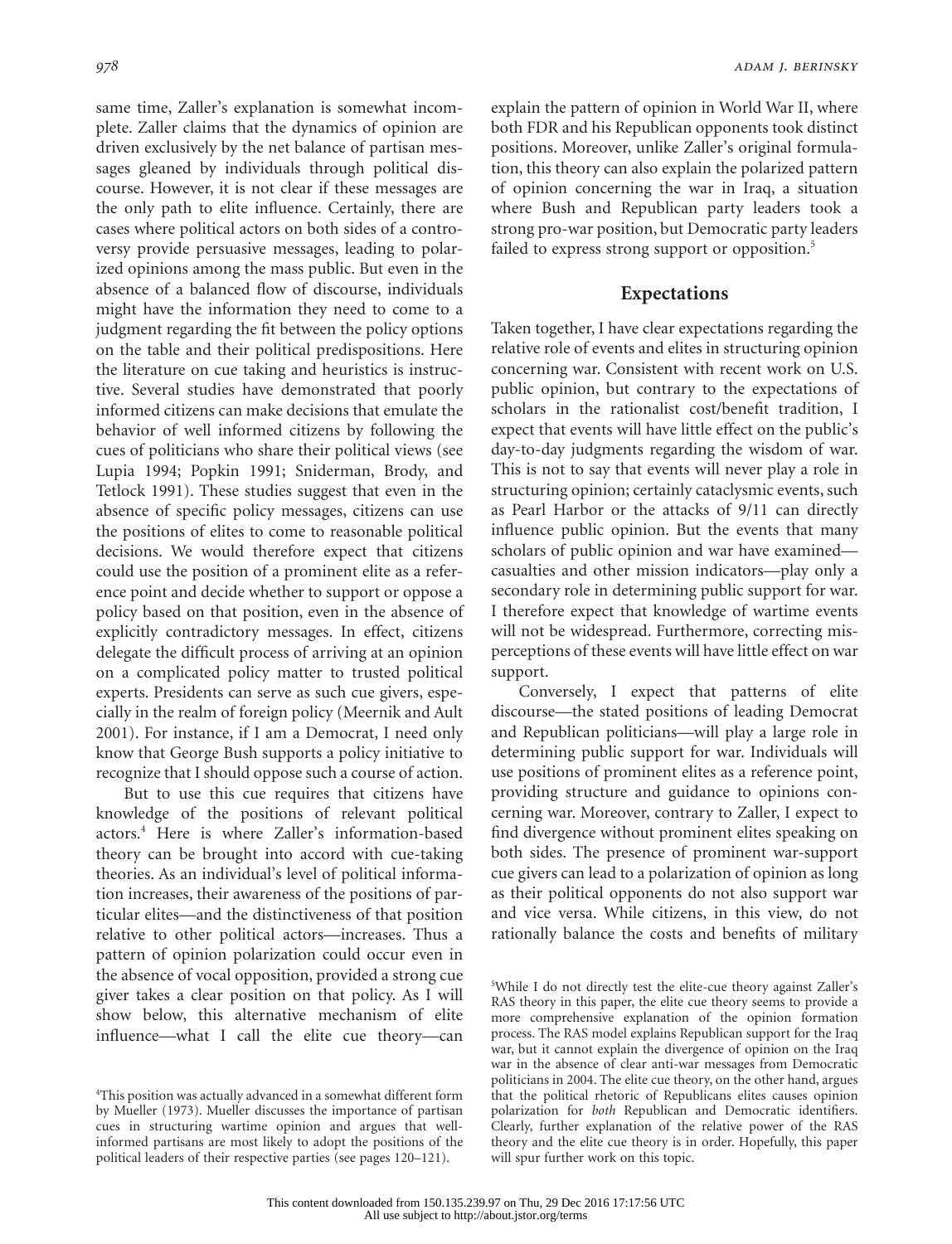same time, Zaller's explanation is somewhat incomplete. Zaller claims that the dynamics of opinion are driven exclusively by the net balance of partisan messages gleaned by individuals through political discourse. However, it is not clear if these messages are the only path to elite influence. Certainly, there are cases where political actors on both sides of a controversy provide persuasive messages, leading to polarized opinions among the mass public. But even in the absence of a balanced flow of discourse, individuals might have the information they need to come to a judgment regarding the fit between the policy options on the table and their political predispositions. Here the literature on cue taking and heuristics is instructive. Several studies have demonstrated that poorly informed citizens can make decisions that emulate the behavior of well informed citizens by following the cues of politicians who share their political views (see Lupia 1994; Popkin 1991; Sniderman, Brody, and Tetlock 1991). These studies suggest that even in the absence of specific policy messages, citizens can use the positions of elites to come to reasonable political decisions. We would therefore expect that citizens could use the position of a prominent elite as a reference point and decide whether to support or oppose a policy based on that position, even in the absence of explicitly contradictory messages. In effect, citizens delegate the difficult process of arriving at an opinion on a complicated policy matter to trusted political experts. Presidents can serve as such cue givers, especially in the realm of foreign policy (Meernik and Ault 2001). For instance, if I am a Democrat, I need only know that George Bush supports a policy initiative to recognize that I should oppose such a course of action.

But to use this cue requires that citizens have knowledge of the positions of relevant political actors.[4] Here is where Zaller's information-based theory can be brought into accord with cue-taking theories. As an individual's level of political information increases, their awareness of the positions of particular elites—and the distinctiveness of that position relative to other political actors—increases. Thus a pattern of opinion polarization could occur even in the absence of vocal opposition, provided a strong cue giver takes a clear position on that policy. As I will show below, this alternative mechanism of elite influence—what I call the elite cue theory—can explain the pattern of opinion in World War II, where both FDR and his Republican opponents took distinct positions. Moreover, unlike Zaller's original formulation, this theory can also explain the polarized pattern of opinion concerning the war in Iraq, a situation where Bush and Republican party leaders took a strong pro-war position, but Democratic party leaders failed to express strong support or opposition.[5]

## Expectations

Taken together, I have clear expectations regarding the relative role of events and elites in structuring opinion concerning war. Consistent with recent work on U.S. public opinion, but contrary to the expectations of scholars in the rationalist cost/benefit tradition, I expect that events will have little effect on the public's day-to-day judgments regarding the wisdom of war. This is not to say that events will never play a role in structuring opinion; certainly cataclysmic events, such as Pearl Harbor or the attacks of 9/11 can directly influence public opinion. But the events that many scholars of public opinion and war have examined—casualties and other mission indicators—play only a secondary role in determining public support for war. I therefore expect that knowledge of wartime events will not be widespread. Furthermore, correcting misperceptions of these events will have little effect on war support.

Conversely, I expect that patterns of elite discourse—the stated positions of leading Democrat and Republican politicians—will play a large role in determining public support for war. Individuals will use positions of prominent elites as a reference point, providing structure and guidance to opinions concerning war. Moreover, contrary to Zaller, I expect to find divergence without prominent elites speaking on both sides. The presence of prominent war-support cue givers can lead to a polarization of opinion as long as their political opponents do not also support war and vice versa. While citizens, in this view, do not rationally balance the costs and benefits of military

[4] This position was actually advanced in a somewhat different form by Mueller (1973). Mueller discusses the importance of partisan cues in structuring wartime opinion and argues that well-informed partisans are most likely to adopt the positions of the political leaders of their respective parties (see pages 120–121).

[5] While I do not directly test the elite-cue theory against Zaller's RAS theory in this paper, the elite cue theory seems to provide a more comprehensive explanation of the opinion formation process. The RAS model explains Republican support for the Iraq war, but it cannot explain the divergence of opinion on the Iraq war in the absence of clear anti-war messages from Democratic politicians in 2004. The elite cue theory, on the other hand, argues that the political rhetoric of Republicans elites causes opinion polarization for *both* Republican and Democratic identifiers. Clearly, further explanation of the relative power of the RAS theory and the elite cue theory is in order. Hopefully, this paper will spur further work on this topic.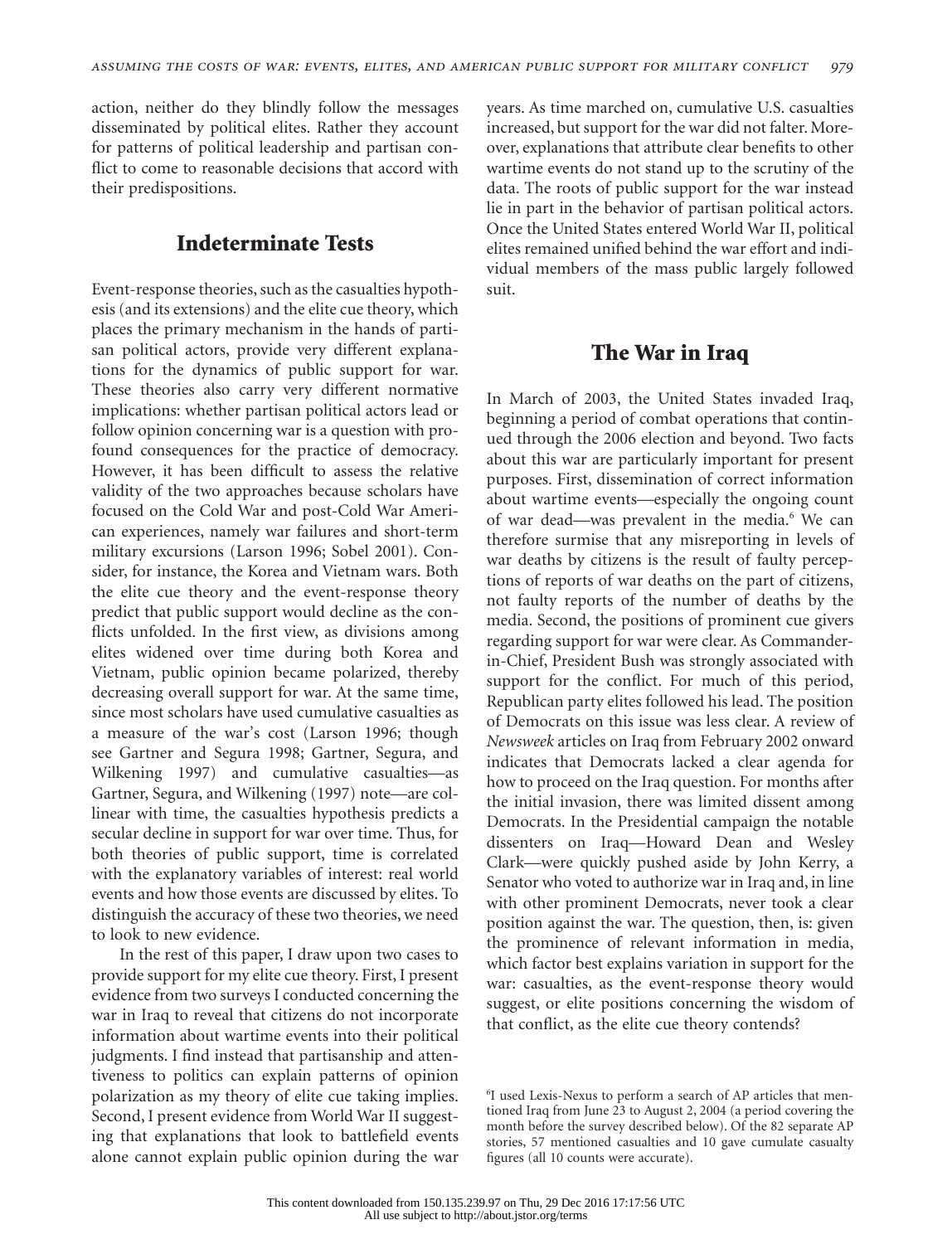action, neither do they blindly follow the messages disseminated by political elites. Rather they account for patterns of political leadership and partisan conflict to come to reasonable decisions that accord with their predispositions.

## Indeterminate Tests

Event-response theories, such as the casualties hypothesis (and its extensions) and the elite cue theory, which places the primary mechanism in the hands of partisan political actors, provide very different explanations for the dynamics of public support for war. These theories also carry very different normative implications: whether partisan political actors lead or follow opinion concerning war is a question with profound consequences for the practice of democracy. However, it has been difficult to assess the relative validity of the two approaches because scholars have focused on the Cold War and post-Cold War American experiences, namely war failures and short-term military excursions (Larson 1996; Sobel 2001). Consider, for instance, the Korea and Vietnam wars. Both the elite cue theory and the event-response theory predict that public support would decline as the conflicts unfolded. In the first view, as divisions among elites widened over time during both Korea and Vietnam, public opinion became polarized, thereby decreasing overall support for war. At the same time, since most scholars have used cumulative casualties as a measure of the war's cost (Larson 1996; though see Gartner and Segura 1998; Gartner, Segura, and Wilkening 1997) and cumulative casualties—as Gartner, Segura, and Wilkening (1997) note—are collinear with time, the casualties hypothesis predicts a secular decline in support for war over time. Thus, for both theories of public support, time is correlated with the explanatory variables of interest: real world events and how those events are discussed by elites. To distinguish the accuracy of these two theories, we need to look to new evidence.

In the rest of this paper, I draw upon two cases to provide support for my elite cue theory. First, I present evidence from two surveys I conducted concerning the war in Iraq to reveal that citizens do not incorporate information about wartime events into their political judgments. I find instead that partisanship and attentiveness to politics can explain patterns of opinion polarization as my theory of elite cue taking implies. Second, I present evidence from World War II suggesting that explanations that look to battlefield events alone cannot explain public opinion during the war years. As time marched on, cumulative U.S. casualties increased, but support for the war did not falter. Moreover, explanations that attribute clear benefits to other wartime events do not stand up to the scrutiny of the data. The roots of public support for the war instead lie in part in the behavior of partisan political actors. Once the United States entered World War II, political elites remained unified behind the war effort and individual members of the mass public largely followed suit.

## The War in Iraq

In March of 2003, the United States invaded Iraq, beginning a period of combat operations that continued through the 2006 election and beyond. Two facts about this war are particularly important for present purposes. First, dissemination of correct information about wartime events—especially the ongoing count of war dead—was prevalent in the media.[6] We can therefore surmise that any misreporting in levels of war deaths by citizens is the result of faulty perceptions of reports of war deaths on the part of citizens, not faulty reports of the number of deaths by the media. Second, the positions of prominent cue givers regarding support for war were clear. As Commander-in-Chief, President Bush was strongly associated with support for the conflict. For much of this period, Republican party elites followed his lead. The position of Democrats on this issue was less clear. A review of *Newsweek* articles on Iraq from February 2002 onward indicates that Democrats lacked a clear agenda for how to proceed on the Iraq question. For months after the initial invasion, there was limited dissent among Democrats. In the Presidential campaign the notable dissenters on Iraq—Howard Dean and Wesley Clark—were quickly pushed aside by John Kerry, a Senator who voted to authorize war in Iraq and, in line with other prominent Democrats, never took a clear position against the war. The question, then, is: given the prominence of relevant information in media, which factor best explains variation in support for the war: casualties, as the event-response theory would suggest, or elite positions concerning the wisdom of that conflict, as the elite cue theory contends?

[6] I used Lexis-Nexus to perform a search of AP articles that mentioned Iraq from June 23 to August 2, 2004 (a period covering the month before the survey described below). Of the 82 separate AP stories, 57 mentioned casualties and 10 gave cumulate casualty figures (all 10 counts were accurate).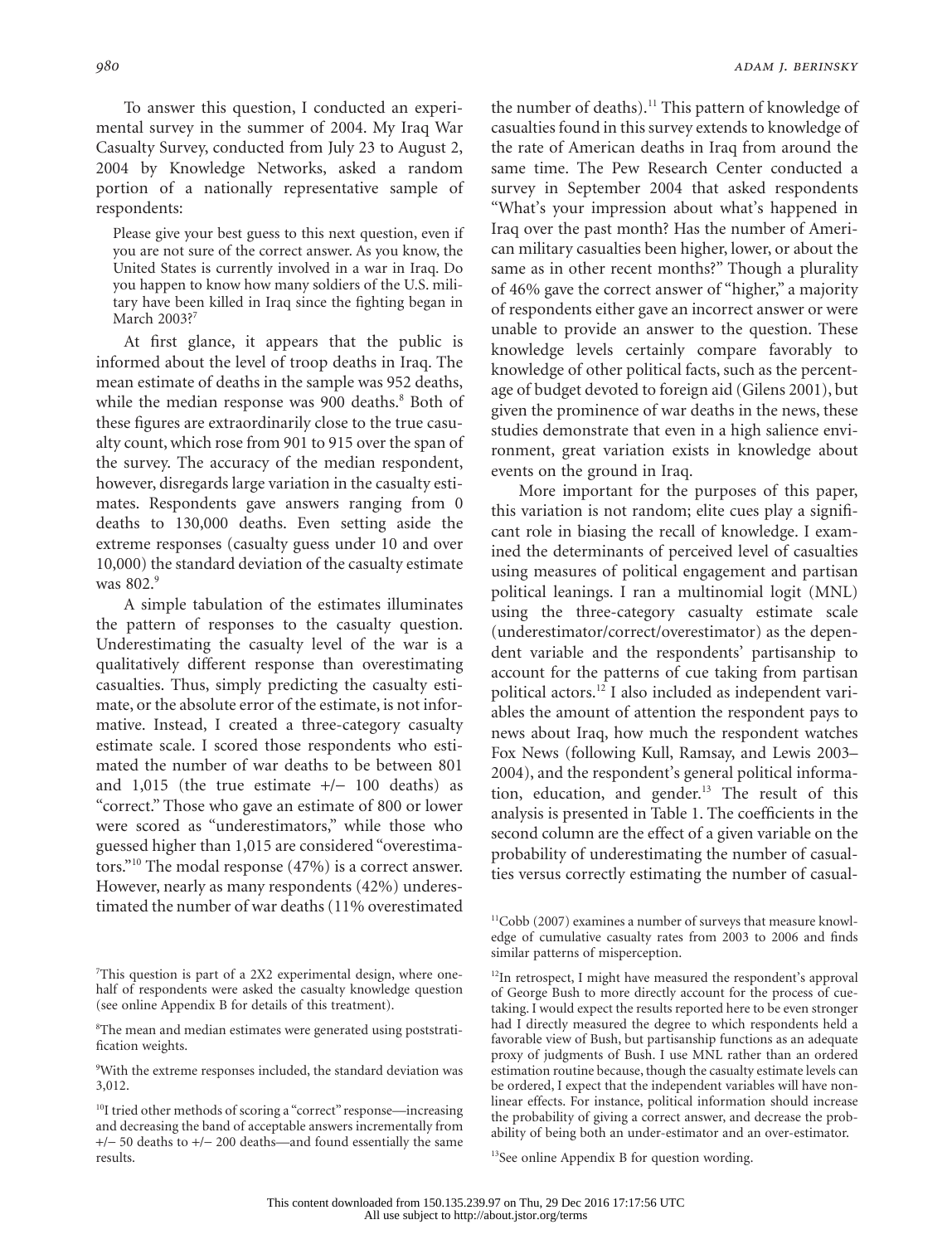To answer this question, I conducted an experimental survey in the summer of 2004. My Iraq War Casualty Survey, conducted from July 23 to August 2, 2004 by Knowledge Networks, asked a random portion of a nationally representative sample of respondents:

> Please give your best guess to this next question, even if you are not sure of the correct answer. As you know, the United States is currently involved in a war in Iraq. Do you happen to know how many soldiers of the U.S. military have been killed in Iraq since the fighting began in March 2003?[7]

At first glance, it appears that the public is informed about the level of troop deaths in Iraq. The mean estimate of deaths in the sample was 952 deaths, while the median response was 900 deaths.[8] Both of these figures are extraordinarily close to the true casualty count, which rose from 901 to 915 over the span of the survey. The accuracy of the median respondent, however, disregards large variation in the casualty estimates. Respondents gave answers ranging from 0 deaths to 130,000 deaths. Even setting aside the extreme responses (casualty guess under 10 and over 10,000) the standard deviation of the casualty estimate was 802.[9]

A simple tabulation of the estimates illuminates the pattern of responses to the casualty question. Underestimating the casualty level of the war is a qualitatively different response than overestimating casualties. Thus, simply predicting the casualty estimate, or the absolute error of the estimate, is not informative. Instead, I created a three-category casualty estimate scale. I scored those respondents who estimated the number of war deaths to be between 801 and 1,015 (the true estimate +/− 100 deaths) as "correct." Those who gave an estimate of 800 or lower were scored as "underestimators," while those who guessed higher than 1,015 are considered "overestimators."[10] The modal response (47%) is a correct answer. However, nearly as many respondents (42%) underestimated the number of war deaths (11% overestimated the number of deaths).[11] This pattern of knowledge of casualties found in this survey extends to knowledge of the rate of American deaths in Iraq from around the same time. The Pew Research Center conducted a survey in September 2004 that asked respondents "What's your impression about what's happened in Iraq over the past month? Has the number of American military casualties been higher, lower, or about the same as in other recent months?" Though a plurality of 46% gave the correct answer of "higher," a majority of respondents either gave an incorrect answer or were unable to provide an answer to the question. These knowledge levels certainly compare favorably to knowledge of other political facts, such as the percentage of budget devoted to foreign aid (Gilens 2001), but given the prominence of war deaths in the news, these studies demonstrate that even in a high salience environment, great variation exists in knowledge about events on the ground in Iraq.

More important for the purposes of this paper, this variation is not random; elite cues play a significant role in biasing the recall of knowledge. I examined the determinants of perceived level of casualties using measures of political engagement and partisan political leanings. I ran a multinomial logit (MNL) using the three-category casualty estimate scale (underestimator/correct/overestimator) as the dependent variable and the respondents' partisanship to account for the patterns of cue taking from partisan political actors.[12] I also included as independent variables the amount of attention the respondent pays to news about Iraq, how much the respondent watches Fox News (following Kull, Ramsay, and Lewis 2003–2004), and the respondent's general political information, education, and gender.[13] The result of this analysis is presented in Table 1. The coefficients in the second column are the effect of a given variable on the probability of underestimating the number of casualties versus correctly estimating the number of casual-

---

[7]This question is part of a 2X2 experimental design, where one-half of respondents were asked the casualty knowledge question (see online Appendix B for details of this treatment).

[8]The mean and median estimates were generated using poststratification weights.

[9]With the extreme responses included, the standard deviation was 3,012.

[10]I tried other methods of scoring a "correct" response—increasing and decreasing the band of acceptable answers incrementally from +/− 50 deaths to +/− 200 deaths—and found essentially the same results.

[11]Cobb (2007) examines a number of surveys that measure knowledge of cumulative casualty rates from 2003 to 2006 and finds similar patterns of misperception.

[12]In retrospect, I might have measured the respondent's approval of George Bush to more directly account for the process of cue-taking. I would expect the results reported here to be even stronger had I directly measured the degree to which respondents held a favorable view of Bush, but partisanship functions as an adequate proxy of judgments of Bush. I use MNL rather than an ordered estimation routine because, though the casualty estimate levels can be ordered, I expect that the independent variables will have nonlinear effects. For instance, political information should increase the probability of giving a correct answer, and decrease the probability of being both an under-estimator and an over-estimator.

[13]See online Appendix B for question wording.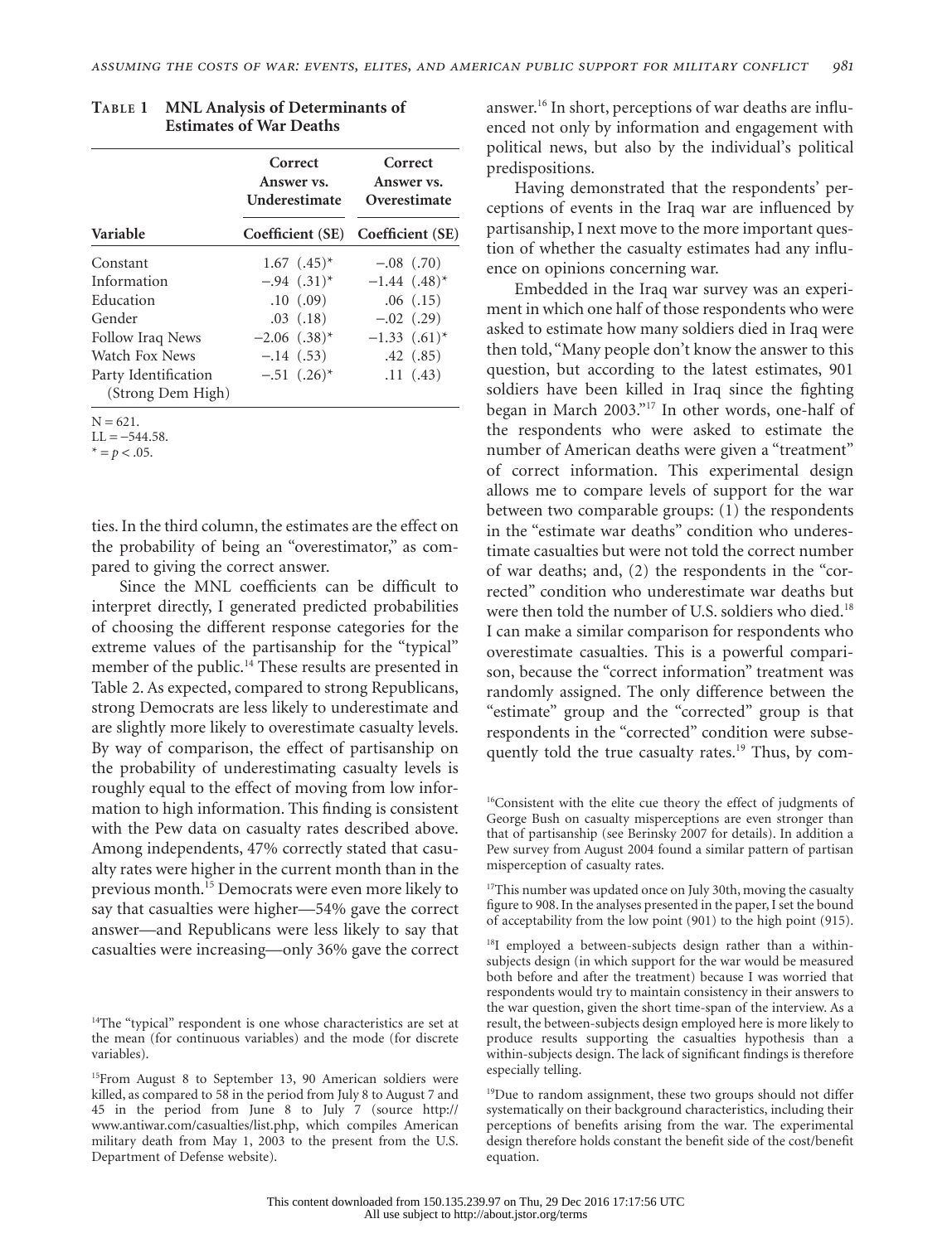**Table 1 MNL Analysis of Determinants of Estimates of War Deaths**

| Variable | Correct Answer vs. Underestimate | Correct Answer vs. Overestimate |
|---|---|---|
| | Coefficient (SE) | Coefficient (SE) |
| Constant | 1.67 (.45)* | −.08 (.70) |
| Information | −.94 (.31)* | −1.44 (.48)* |
| Education | .10 (.09) | .06 (.15) |
| Gender | .03 (.18) | −.02 (.29) |
| Follow Iraq News | −2.06 (.38)* | −1.33 (.61)* |
| Watch Fox News | −.14 (.53) | .42 (.85) |
| Party Identification (Strong Dem High) | −.51 (.26)* | .11 (.43) |

N = 621.
LL = −544.58.
* = $p < .05$.

ties. In the third column, the estimates are the effect on the probability of being an "overestimator," as compared to giving the correct answer.

Since the MNL coefficients can be difficult to interpret directly, I generated predicted probabilities of choosing the different response categories for the extreme values of the partisanship for the "typical" member of the public.[14] These results are presented in Table 2. As expected, compared to strong Republicans, strong Democrats are less likely to underestimate and are slightly more likely to overestimate casualty levels. By way of comparison, the effect of partisanship on the probability of underestimating casualty levels is roughly equal to the effect of moving from low information to high information. This finding is consistent with the Pew data on casualty rates described above. Among independents, 47% correctly stated that casualty rates were higher in the current month than in the previous month.[15] Democrats were even more likely to say that casualties were higher—54% gave the correct answer—and Republicans were less likely to say that casualties were increasing—only 36% gave the correct answer.[16] In short, perceptions of war deaths are influenced not only by information and engagement with political news, but also by the individual's political predispositions.

Having demonstrated that the respondents' perceptions of events in the Iraq war are influenced by partisanship, I next move to the more important question of whether the casualty estimates had any influence on opinions concerning war.

Embedded in the Iraq war survey was an experiment in which one half of those respondents who were asked to estimate how many soldiers died in Iraq were then told, "Many people don't know the answer to this question, but according to the latest estimates, 901 soldiers have been killed in Iraq since the fighting began in March 2003."[17] In other words, one-half of the respondents who were asked to estimate the number of American deaths were given a "treatment" of correct information. This experimental design allows me to compare levels of support for the war between two comparable groups: (1) the respondents in the "estimate war deaths" condition who underestimate casualties but were not told the correct number of war deaths; and, (2) the respondents in the "corrected" condition who underestimate war deaths but were then told the number of U.S. soldiers who died.[18] I can make a similar comparison for respondents who overestimate casualties. This is a powerful comparison, because the "correct information" treatment was randomly assigned. The only difference between the "estimate" group and the "corrected" group is that respondents in the "corrected" condition were subsequently told the true casualty rates.[19] Thus, by com-

[14]The "typical" respondent is one whose characteristics are set at the mean (for continuous variables) and the mode (for discrete variables).

[15]From August 8 to September 13, 90 American soldiers were killed, as compared to 58 in the period from July 8 to August 7 and 45 in the period from June 8 to July 7 (source http://www.antiwar.com/casualties/list.php, which compiles American military death from May 1, 2003 to the present from the U.S. Department of Defense website).

[16]Consistent with the elite cue theory the effect of judgments of George Bush on casualty misperceptions are even stronger than that of partisanship (see Berinsky 2007 for details). In addition a Pew survey from August 2004 found a similar pattern of partisan misperception of casualty rates.

[17]This number was updated once on July 30th, moving the casualty figure to 908. In the analyses presented in the paper, I set the bound of acceptability from the low point (901) to the high point (915).

[18]I employed a between-subjects design rather than a within-subjects design (in which support for the war would be measured both before and after the treatment) because I was worried that respondents would try to maintain consistency in their answers to the war question, given the short time-span of the interview. As a result, the between-subjects design employed here is more likely to produce results supporting the casualties hypothesis than a within-subjects design. The lack of significant findings is therefore especially telling.

[19]Due to random assignment, these two groups should not differ systematically on their background characteristics, including their perceptions of benefits arising from the war. The experimental design therefore holds constant the benefit side of the cost/benefit equation.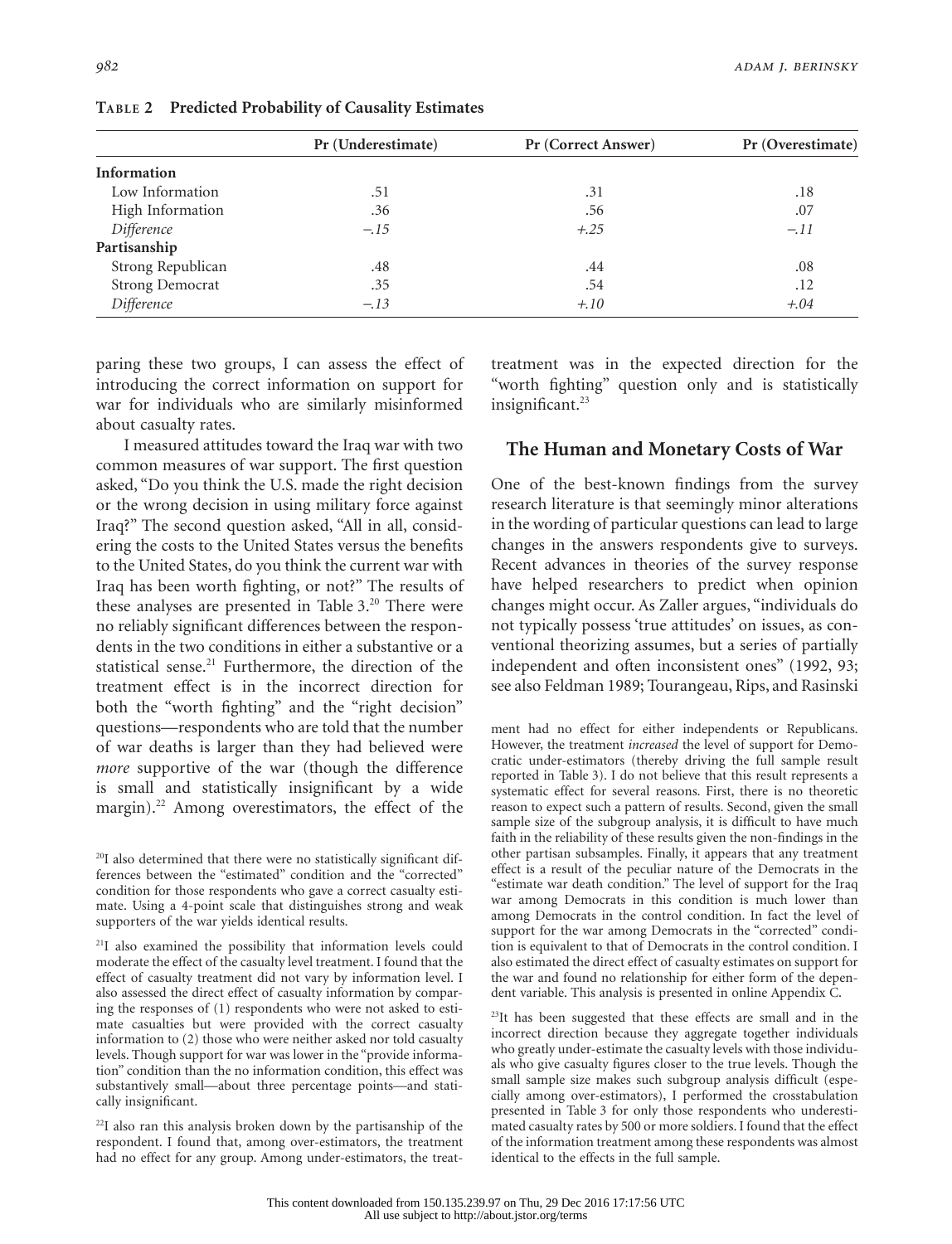**Table 2 Predicted Probability of Causality Estimates**

| | Pr (Underestimate) | Pr (Correct Answer) | Pr (Overestimate) |
|---|---|---|---|
| **Information** | | | |
| Low Information | .51 | .31 | .18 |
| High Information | .36 | .56 | .07 |
| *Difference* | *−.15* | *+.25* | *−.11* |
| **Partisanship** | | | |
| Strong Republican | .48 | .44 | .08 |
| Strong Democrat | .35 | .54 | .12 |
| *Difference* | *−.13* | *+.10* | *+.04* |

paring these two groups, I can assess the effect of introducing the correct information on support for war for individuals who are similarly misinformed about casualty rates.

I measured attitudes toward the Iraq war with two common measures of war support. The first question asked, "Do you think the U.S. made the right decision or the wrong decision in using military force against Iraq?" The second question asked, "All in all, considering the costs to the United States versus the benefits to the United States, do you think the current war with Iraq has been worth fighting, or not?" The results of these analyses are presented in Table 3.[20] There were no reliably significant differences between the respondents in the two conditions in either a substantive or a statistical sense.[21] Furthermore, the direction of the treatment effect is in the incorrect direction for both the "worth fighting" and the "right decision" questions—respondents who are told that the number of war deaths is larger than they had believed were *more* supportive of the war (though the difference is small and statistically insignificant by a wide margin).[22] Among overestimators, the effect of the treatment was in the expected direction for the "worth fighting" question only and is statistically insignificant.[23]

## The Human and Monetary Costs of War

One of the best-known findings from the survey research literature is that seemingly minor alterations in the wording of particular questions can lead to large changes in the answers respondents give to surveys. Recent advances in theories of the survey response have helped researchers to predict when opinion changes might occur. As Zaller argues, "individuals do not typically possess 'true attitudes' on issues, as conventional theorizing assumes, but a series of partially independent and often inconsistent ones" (1992, 93; see also Feldman 1989; Tourangeau, Rips, and Rasinski

[20]I also determined that there were no statistically significant differences between the "estimated" condition and the "corrected" condition for those respondents who gave a correct casualty estimate. Using a 4-point scale that distinguishes strong and weak supporters of the war yields identical results.

[21]I also examined the possibility that information levels could moderate the effect of the casualty level treatment. I found that the effect of casualty treatment did not vary by information level. I also assessed the direct effect of casualty information by comparing the responses of (1) respondents who were not asked to estimate casualties but were provided with the correct casualty information to (2) those who were neither asked nor told casualty levels. Though support for war was lower in the "provide information" condition than the no information condition, this effect was substantively small—about three percentage points—and statically insignificant.

[22]I also ran this analysis broken down by the partisanship of the respondent. I found that, among over-estimators, the treatment had no effect for any group. Among under-estimators, the treatment had no effect for either independents or Republicans. However, the treatment *increased* the level of support for Democratic under-estimators (thereby driving the full sample result reported in Table 3). I do not believe that this result represents a systematic effect for several reasons. First, there is no theoretic reason to expect such a pattern of results. Second, given the small sample size of the subgroup analysis, it is difficult to have much faith in the reliability of these results given the non-findings in the other partisan subsamples. Finally, it appears that any treatment effect is a result of the peculiar nature of the Democrats in the "estimate war death condition." The level of support for the Iraq war among Democrats in this condition is much lower than among Democrats in the control condition. In fact the level of support for the war among Democrats in the "corrected" condition is equivalent to that of Democrats in the control condition. I also estimated the direct effect of casualty estimates on support for the war and found no relationship for either form of the dependent variable. This analysis is presented in online Appendix C.

[23]It has been suggested that these effects are small and in the incorrect direction because they aggregate together individuals who greatly under-estimate the casualty levels with those individuals who give casualty figures closer to the true levels. Though the small sample size makes such subgroup analysis difficult (especially among over-estimators), I performed the crosstabulation presented in Table 3 for only those respondents who underestimated casualty rates by 500 or more soldiers. I found that the effect of the information treatment among these respondents was almost identical to the effects in the full sample.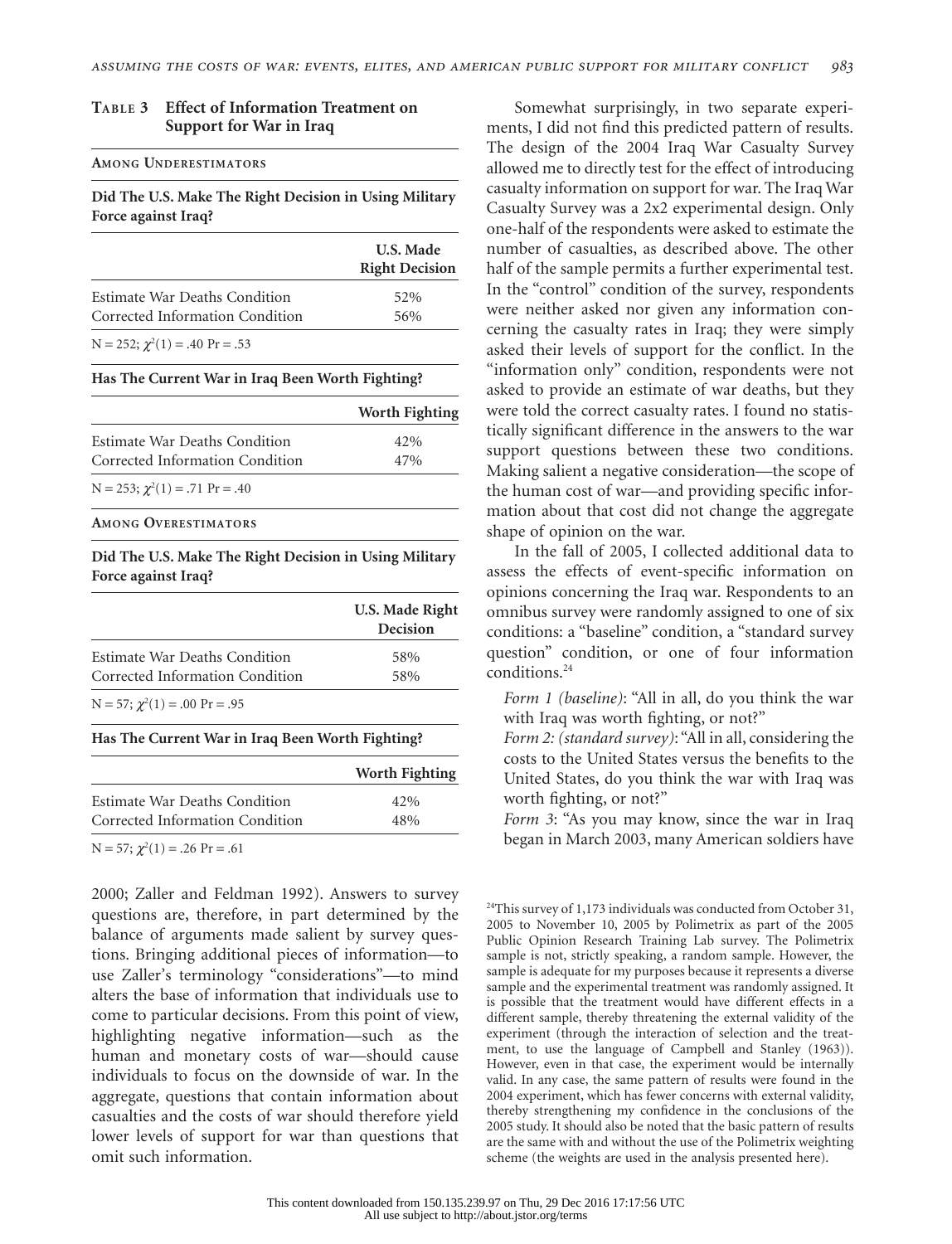**Table 3 Effect of Information Treatment on Support for War in Iraq**

**Among Underestimators**

**Did The U.S. Make The Right Decision in Using Military Force against Iraq?**

| | U.S. Made Right Decision |
|---|---|
| Estimate War Deaths Condition | 52% |
| Corrected Information Condition | 56% |

N = 252; $\chi^2(1) = .40$ Pr = .53

**Has The Current War in Iraq Been Worth Fighting?**

| | Worth Fighting |
|---|---|
| Estimate War Deaths Condition | 42% |
| Corrected Information Condition | 47% |

N = 253; $\chi^2(1) = .71$ Pr = .40

**Among Overestimators**

**Did The U.S. Make The Right Decision in Using Military Force against Iraq?**

| | U.S. Made Right Decision |
|---|---|
| Estimate War Deaths Condition | 58% |
| Corrected Information Condition | 58% |

N = 57; $\chi^2(1) = .00$ Pr = .95

**Has The Current War in Iraq Been Worth Fighting?**

| | Worth Fighting |
|---|---|
| Estimate War Deaths Condition | 42% |
| Corrected Information Condition | 48% |

N = 57; $\chi^2(1) = .26$ Pr = .61

2000; Zaller and Feldman 1992). Answers to survey questions are, therefore, in part determined by the balance of arguments made salient by survey questions. Bringing additional pieces of information—to use Zaller's terminology "considerations"—to mind alters the base of information that individuals use to come to particular decisions. From this point of view, highlighting negative information—such as the human and monetary costs of war—should cause individuals to focus on the downside of war. In the aggregate, questions that contain information about casualties and the costs of war should therefore yield lower levels of support for war than questions that omit such information.

Somewhat surprisingly, in two separate experiments, I did not find this predicted pattern of results. The design of the 2004 Iraq War Casualty Survey allowed me to directly test for the effect of introducing casualty information on support for war. The Iraq War Casualty Survey was a 2x2 experimental design. Only one-half of the respondents were asked to estimate the number of casualties, as described above. The other half of the sample permits a further experimental test. In the "control" condition of the survey, respondents were neither asked nor given any information concerning the casualty rates in Iraq; they were simply asked their levels of support for the conflict. In the "information only" condition, respondents were not asked to provide an estimate of war deaths, but they were told the correct casualty rates. I found no statistically significant difference in the answers to the war support questions between these two conditions. Making salient a negative consideration—the scope of the human cost of war—and providing specific information about that cost did not change the aggregate shape of opinion on the war.

In the fall of 2005, I collected additional data to assess the effects of event-specific information on opinions concerning the Iraq war. Respondents to an omnibus survey were randomly assigned to one of six conditions: a "baseline" condition, a "standard survey question" condition, or one of four information conditions.[24]

*Form 1 (baseline)*: "All in all, do you think the war with Iraq was worth fighting, or not?"

*Form 2: (standard survey)*: "All in all, considering the costs to the United States versus the benefits to the United States, do you think the war with Iraq was worth fighting, or not?"

*Form 3*: "As you may know, since the war in Iraq began in March 2003, many American soldiers have

[24]This survey of 1,173 individuals was conducted from October 31, 2005 to November 10, 2005 by Polimetrix as part of the 2005 Public Opinion Research Training Lab survey. The Polimetrix sample is not, strictly speaking, a random sample. However, the sample is adequate for my purposes because it represents a diverse sample and the experimental treatment was randomly assigned. It is possible that the treatment would have different effects in a different sample, thereby threatening the external validity of the experiment (through the interaction of selection and the treatment, to use the language of Campbell and Stanley (1963)). However, even in that case, the experiment would be internally valid. In any case, the same pattern of results were found in the 2004 experiment, which has fewer concerns with external validity, thereby strengthening my confidence in the conclusions of the 2005 study. It should also be noted that the basic pattern of results are the same with and without the use of the Polimetrix weighting scheme (the weights are used in the analysis presented here).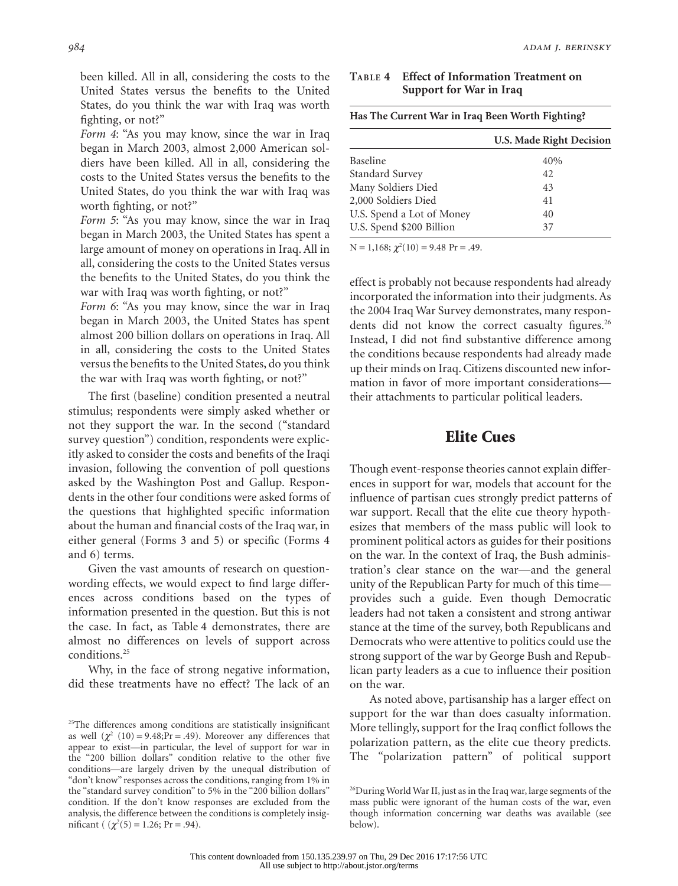been killed. All in all, considering the costs to the United States versus the benefits to the United States, do you think the war with Iraq was worth fighting, or not?"

*Form 4*: "As you may know, since the war in Iraq began in March 2003, almost 2,000 American soldiers have been killed. All in all, considering the costs to the United States versus the benefits to the United States, do you think the war with Iraq was worth fighting, or not?"

*Form 5*: "As you may know, since the war in Iraq began in March 2003, the United States has spent a large amount of money on operations in Iraq. All in all, considering the costs to the United States versus the benefits to the United States, do you think the war with Iraq was worth fighting, or not?"

*Form 6*: "As you may know, since the war in Iraq began in March 2003, the United States has spent almost 200 billion dollars on operations in Iraq. All in all, considering the costs to the United States versus the benefits to the United States, do you think the war with Iraq was worth fighting, or not?"

The first (baseline) condition presented a neutral stimulus; respondents were simply asked whether or not they support the war. In the second ("standard survey question") condition, respondents were explicitly asked to consider the costs and benefits of the Iraqi invasion, following the convention of poll questions asked by the Washington Post and Gallup. Respondents in the other four conditions were asked forms of the questions that highlighted specific information about the human and financial costs of the Iraq war, in either general (Forms 3 and 5) or specific (Forms 4 and 6) terms.

Given the vast amounts of research on question-wording effects, we would expect to find large differences across conditions based on the types of information presented in the question. But this is not the case. In fact, as Table 4 demonstrates, there are almost no differences on levels of support across conditions.[25]

Why, in the face of strong negative information, did these treatments have no effect? The lack of an effect is probably not because respondents had already incorporated the information into their judgments. As the 2004 Iraq War Survey demonstrates, many respondents did not know the correct casualty figures.[26] Instead, I did not find substantive difference among the conditions because respondents had already made up their minds on Iraq. Citizens discounted new information in favor of more important considerations—their attachments to particular political leaders.

**Table 4 Effect of Information Treatment on Support for War in Iraq**

**Has The Current War in Iraq Been Worth Fighting?**

| | U.S. Made Right Decision |
|---|---|
| Baseline | 40% |
| Standard Survey | 42 |
| Many Soldiers Died | 43 |
| 2,000 Soldiers Died | 41 |
| U.S. Spend a Lot of Money | 40 |
| U.S. Spend $200 Billion | 37 |

N = 1,168; $\chi^2(10) = 9.48$ Pr = .49.

## Elite Cues

Though event-response theories cannot explain differences in support for war, models that account for the influence of partisan cues strongly predict patterns of war support. Recall that the elite cue theory hypothesizes that members of the mass public will look to prominent political actors as guides for their positions on the war. In the context of Iraq, the Bush administration's clear stance on the war—and the general unity of the Republican Party for much of this time—provides such a guide. Even though Democratic leaders had not taken a consistent and strong antiwar stance at the time of the survey, both Republicans and Democrats who were attentive to politics could use the strong support of the war by George Bush and Republican party leaders as a cue to influence their position on the war.

As noted above, partisanship has a larger effect on support for the war than does casualty information. More tellingly, support for the Iraq conflict follows the polarization pattern, as the elite cue theory predicts. The "polarization pattern" of political support

[25]The differences among conditions are statistically insignificant as well ($\chi^2$ (10) = 9.48;Pr = .49). Moreover any differences that appear to exist—in particular, the level of support for war in the "200 billion dollars" condition relative to the other five conditions—are largely driven by the unequal distribution of "don't know" responses across the conditions, ranging from 1% in the "standard survey condition" to 5% in the "200 billion dollars" condition. If the don't know responses are excluded from the analysis, the difference between the conditions is completely insignificant ( ($\chi^2(5) = 1.26$; Pr = .94).

[26]During World War II, just as in the Iraq war, large segments of the mass public were ignorant of the human costs of the war, even though information concerning war deaths was available (see below).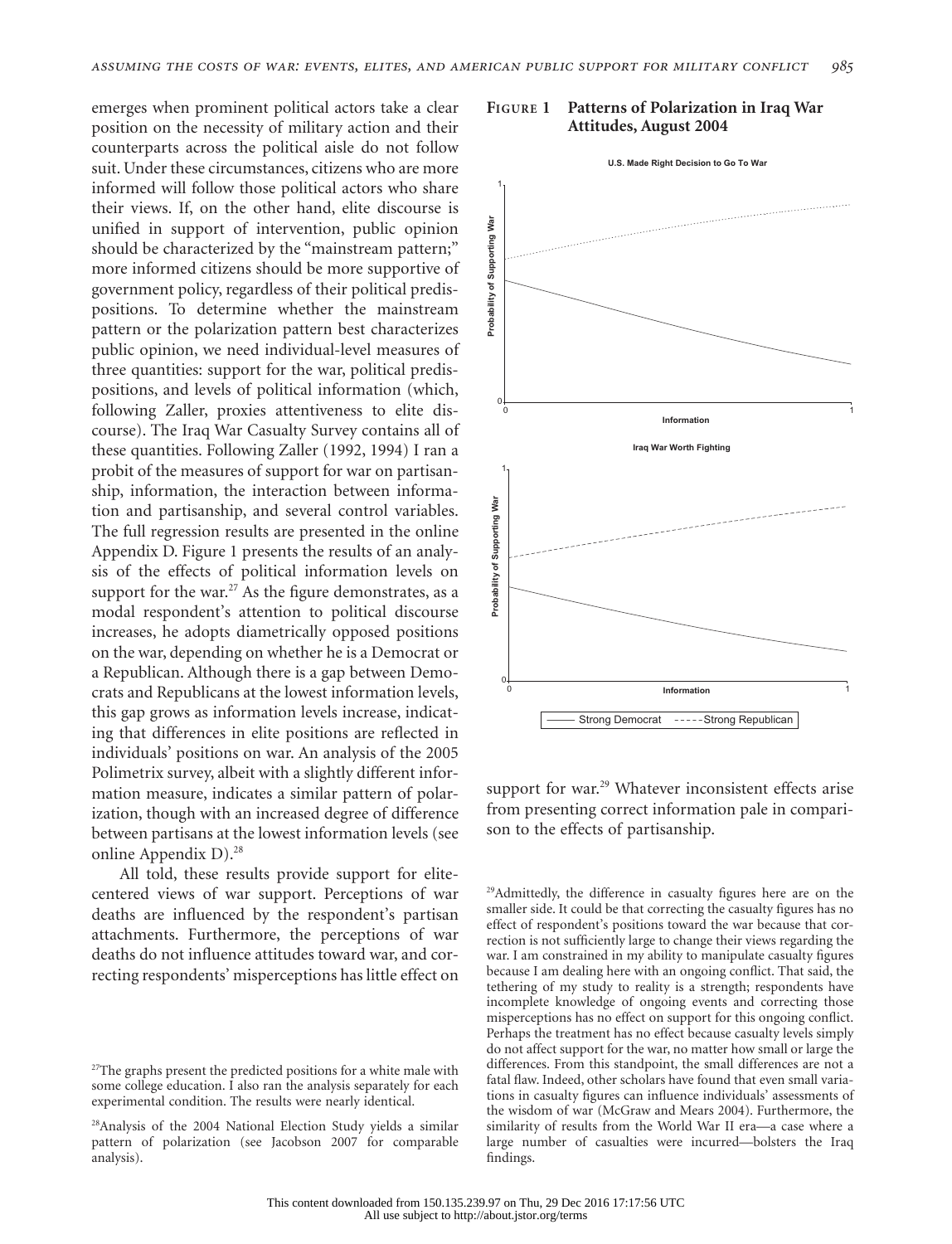emerges when prominent political actors take a clear position on the necessity of military action and their counterparts across the political aisle do not follow suit. Under these circumstances, citizens who are more informed will follow those political actors who share their views. If, on the other hand, elite discourse is unified in support of intervention, public opinion should be characterized by the "mainstream pattern;" more informed citizens should be more supportive of government policy, regardless of their political predispositions. To determine whether the mainstream pattern or the polarization pattern best characterizes public opinion, we need individual-level measures of three quantities: support for the war, political predispositions, and levels of political information (which, following Zaller, proxies attentiveness to elite discourse). The Iraq War Casualty Survey contains all of these quantities. Following Zaller (1992, 1994) I ran a probit of the measures of support for war on partisanship, information, the interaction between information and partisanship, and several control variables. The full regression results are presented in the online Appendix D. Figure 1 presents the results of an analysis of the effects of political information levels on support for the war.[27] As the figure demonstrates, as a modal respondent's attention to political discourse increases, he adopts diametrically opposed positions on the war, depending on whether he is a Democrat or a Republican. Although there is a gap between Democrats and Republicans at the lowest information levels, this gap grows as information levels increase, indicating that differences in elite positions are reflected in individuals' positions on war. An analysis of the 2005 Polimetrix survey, albeit with a slightly different information measure, indicates a similar pattern of polarization, though with an increased degree of difference between partisans at the lowest information levels (see online Appendix D).[28]

All told, these results provide support for elite-centered views of war support. Perceptions of war deaths are influenced by the respondent's partisan attachments. Furthermore, the perceptions of war deaths do not influence attitudes toward war, and correcting respondents' misperceptions has little effect on support for war.[29] Whatever inconsistent effects arise from presenting correct information pale in comparison to the effects of partisanship.

**Figure 1 Patterns of Polarization in Iraq War Attitudes, August 2004**

U.S. Made Right Decision to Go To War

Probability of Supporting War

1

0

0

Information

1

Iraq War Worth Fighting

Probability of Supporting War

1

0

0

Information

1

Strong Democrat -----Strong Republican

[27]The graphs present the predicted positions for a white male with some college education. I also ran the analysis separately for each experimental condition. The results were nearly identical.

[28]Analysis of the 2004 National Election Study yields a similar pattern of polarization (see Jacobson 2007 for comparable analysis).

[29]Admittedly, the difference in casualty figures here are on the smaller side. It could be that correcting the casualty figures has no effect of respondent's positions toward the war because that correction is not sufficiently large to change their views regarding the war. I am constrained in my ability to manipulate casualty figures because I am dealing here with an ongoing conflict. That said, the tethering of my study to reality is a strength; respondents have incomplete knowledge of ongoing events and correcting those misperceptions has no effect on support for this ongoing conflict. Perhaps the treatment has no effect because casualty levels simply do not affect support for the war, no matter how small or large the differences. From this standpoint, the small differences are not a fatal flaw. Indeed, other scholars have found that even small variations in casualty figures can influence individuals' assessments of the wisdom of war (McGraw and Mears 2004). Furthermore, the similarity of results from the World War II era—a case where a large number of casualties were incurred—bolsters the Iraq findings.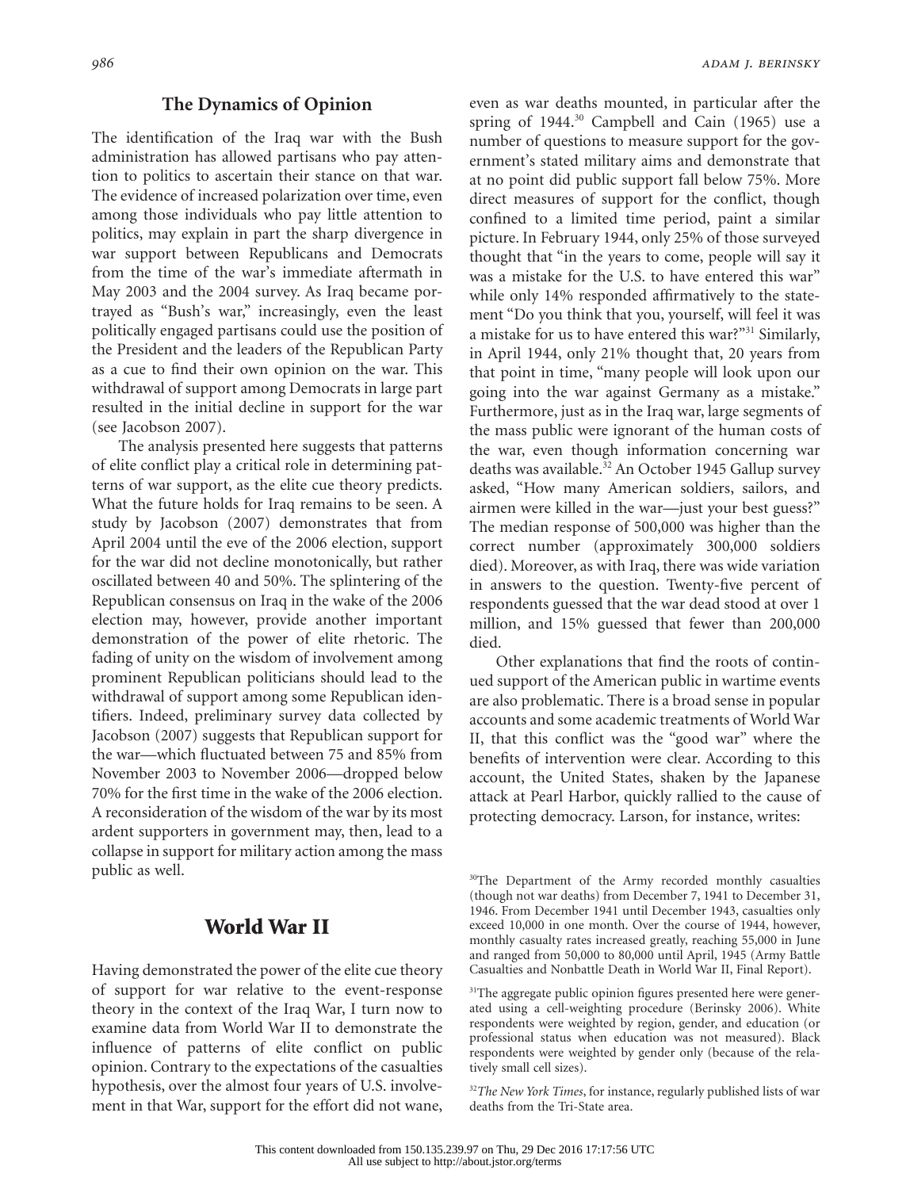## The Dynamics of Opinion

The identification of the Iraq war with the Bush administration has allowed partisans who pay attention to politics to ascertain their stance on that war. The evidence of increased polarization over time, even among those individuals who pay little attention to politics, may explain in part the sharp divergence in war support between Republicans and Democrats from the time of the war's immediate aftermath in May 2003 and the 2004 survey. As Iraq became portrayed as "Bush's war," increasingly, even the least politically engaged partisans could use the position of the President and the leaders of the Republican Party as a cue to find their own opinion on the war. This withdrawal of support among Democrats in large part resulted in the initial decline in support for the war (see Jacobson 2007).

The analysis presented here suggests that patterns of elite conflict play a critical role in determining patterns of war support, as the elite cue theory predicts. What the future holds for Iraq remains to be seen. A study by Jacobson (2007) demonstrates that from April 2004 until the eve of the 2006 election, support for the war did not decline monotonically, but rather oscillated between 40 and 50%. The splintering of the Republican consensus on Iraq in the wake of the 2006 election may, however, provide another important demonstration of the power of elite rhetoric. The fading of unity on the wisdom of involvement among prominent Republican politicians should lead to the withdrawal of support among some Republican identifiers. Indeed, preliminary survey data collected by Jacobson (2007) suggests that Republican support for the war—which fluctuated between 75 and 85% from November 2003 to November 2006—dropped below 70% for the first time in the wake of the 2006 election. A reconsideration of the wisdom of the war by its most ardent supporters in government may, then, lead to a collapse in support for military action among the mass public as well.

## World War II

Having demonstrated the power of the elite cue theory of support for war relative to the event-response theory in the context of the Iraq War, I turn now to examine data from World War II to demonstrate the influence of patterns of elite conflict on public opinion. Contrary to the expectations of the casualties hypothesis, over the almost four years of U.S. involvement in that War, support for the effort did not wane, even as war deaths mounted, in particular after the spring of 1944.[30] Campbell and Cain (1965) use a number of questions to measure support for the government's stated military aims and demonstrate that at no point did public support fall below 75%. More direct measures of support for the conflict, though confined to a limited time period, paint a similar picture. In February 1944, only 25% of those surveyed thought that "in the years to come, people will say it was a mistake for the U.S. to have entered this war" while only 14% responded affirmatively to the statement "Do you think that you, yourself, will feel it was a mistake for us to have entered this war?"[31] Similarly, in April 1944, only 21% thought that, 20 years from that point in time, "many people will look upon our going into the war against Germany as a mistake." Furthermore, just as in the Iraq war, large segments of the mass public were ignorant of the human costs of the war, even though information concerning war deaths was available.[32] An October 1945 Gallup survey asked, "How many American soldiers, sailors, and airmen were killed in the war—just your best guess?" The median response of 500,000 was higher than the correct number (approximately 300,000 soldiers died). Moreover, as with Iraq, there was wide variation in answers to the question. Twenty-five percent of respondents guessed that the war dead stood at over 1 million, and 15% guessed that fewer than 200,000 died.

Other explanations that find the roots of continued support of the American public in wartime events are also problematic. There is a broad sense in popular accounts and some academic treatments of World War II, that this conflict was the "good war" where the benefits of intervention were clear. According to this account, the United States, shaken by the Japanese attack at Pearl Harbor, quickly rallied to the cause of protecting democracy. Larson, for instance, writes:

---

[30] The Department of the Army recorded monthly casualties (though not war deaths) from December 7, 1941 to December 31, 1946. From December 1941 until December 1943, casualties only exceed 10,000 in one month. Over the course of 1944, however, monthly casualty rates increased greatly, reaching 55,000 in June and ranged from 50,000 to 80,000 until April, 1945 (Army Battle Casualties and Nonbattle Death in World War II, Final Report).

[31] The aggregate public opinion figures presented here were generated using a cell-weighting procedure (Berinsky 2006). White respondents were weighted by region, gender, and education (or professional status when education was not measured). Black respondents were weighted by gender only (because of the relatively small cell sizes).

[32] *The New York Times*, for instance, regularly published lists of war deaths from the Tri-State area.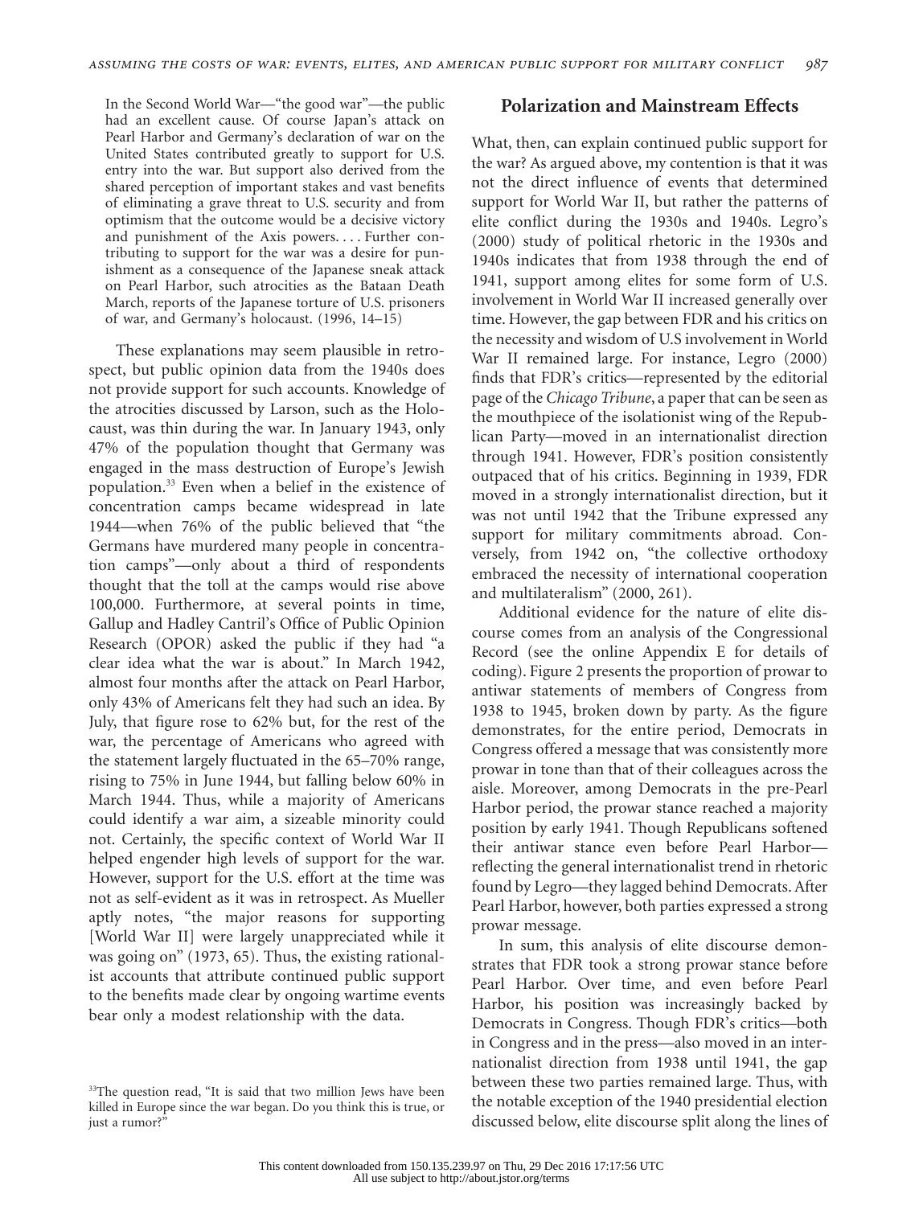In the Second World War—"the good war"—the public had an excellent cause. Of course Japan's attack on Pearl Harbor and Germany's declaration of war on the United States contributed greatly to support for U.S. entry into the war. But support also derived from the shared perception of important stakes and vast benefits of eliminating a grave threat to U.S. security and from optimism that the outcome would be a decisive victory and punishment of the Axis powers. . . . Further contributing to support for the war was a desire for punishment as a consequence of the Japanese sneak attack on Pearl Harbor, such atrocities as the Bataan Death March, reports of the Japanese torture of U.S. prisoners of war, and Germany's holocaust. (1996, 14–15)

These explanations may seem plausible in retrospect, but public opinion data from the 1940s does not provide support for such accounts. Knowledge of the atrocities discussed by Larson, such as the Holocaust, was thin during the war. In January 1943, only 47% of the population thought that Germany was engaged in the mass destruction of Europe's Jewish population.[33] Even when a belief in the existence of concentration camps became widespread in late 1944—when 76% of the public believed that "the Germans have murdered many people in concentration camps"—only about a third of respondents thought that the toll at the camps would rise above 100,000. Furthermore, at several points in time, Gallup and Hadley Cantril's Office of Public Opinion Research (OPOR) asked the public if they had "a clear idea what the war is about." In March 1942, almost four months after the attack on Pearl Harbor, only 43% of Americans felt they had such an idea. By July, that figure rose to 62% but, for the rest of the war, the percentage of Americans who agreed with the statement largely fluctuated in the 65–70% range, rising to 75% in June 1944, but falling below 60% in March 1944. Thus, while a majority of Americans could identify a war aim, a sizeable minority could not. Certainly, the specific context of World War II helped engender high levels of support for the war. However, support for the U.S. effort at the time was not as self-evident as it was in retrospect. As Mueller aptly notes, "the major reasons for supporting [World War II] were largely unappreciated while it was going on" (1973, 65). Thus, the existing rationalist accounts that attribute continued public support to the benefits made clear by ongoing wartime events bear only a modest relationship with the data.

[33]The question read, "It is said that two million Jews have been killed in Europe since the war began. Do you think this is true, or just a rumor?"

## Polarization and Mainstream Effects

What, then, can explain continued public support for the war? As argued above, my contention is that it was not the direct influence of events that determined support for World War II, but rather the patterns of elite conflict during the 1930s and 1940s. Legro's (2000) study of political rhetoric in the 1930s and 1940s indicates that from 1938 through the end of 1941, support among elites for some form of U.S. involvement in World War II increased generally over time. However, the gap between FDR and his critics on the necessity and wisdom of U.S involvement in World War II remained large. For instance, Legro (2000) finds that FDR's critics—represented by the editorial page of the *Chicago Tribune*, a paper that can be seen as the mouthpiece of the isolationist wing of the Republican Party—moved in an internationalist direction through 1941. However, FDR's position consistently outpaced that of his critics. Beginning in 1939, FDR moved in a strongly internationalist direction, but it was not until 1942 that the Tribune expressed any support for military commitments abroad. Conversely, from 1942 on, "the collective orthodoxy embraced the necessity of international cooperation and multilateralism" (2000, 261).

Additional evidence for the nature of elite discourse comes from an analysis of the Congressional Record (see the online Appendix E for details of coding). Figure 2 presents the proportion of prowar to antiwar statements of members of Congress from 1938 to 1945, broken down by party. As the figure demonstrates, for the entire period, Democrats in Congress offered a message that was consistently more prowar in tone than that of their colleagues across the aisle. Moreover, among Democrats in the pre-Pearl Harbor period, the prowar stance reached a majority position by early 1941. Though Republicans softened their antiwar stance even before Pearl Harbor—reflecting the general internationalist trend in rhetoric found by Legro—they lagged behind Democrats. After Pearl Harbor, however, both parties expressed a strong prowar message.

In sum, this analysis of elite discourse demonstrates that FDR took a strong prowar stance before Pearl Harbor. Over time, and even before Pearl Harbor, his position was increasingly backed by Democrats in Congress. Though FDR's critics—both in Congress and in the press—also moved in an internationalist direction from 1938 until 1941, the gap between these two parties remained large. Thus, with the notable exception of the 1940 presidential election discussed below, elite discourse split along the lines of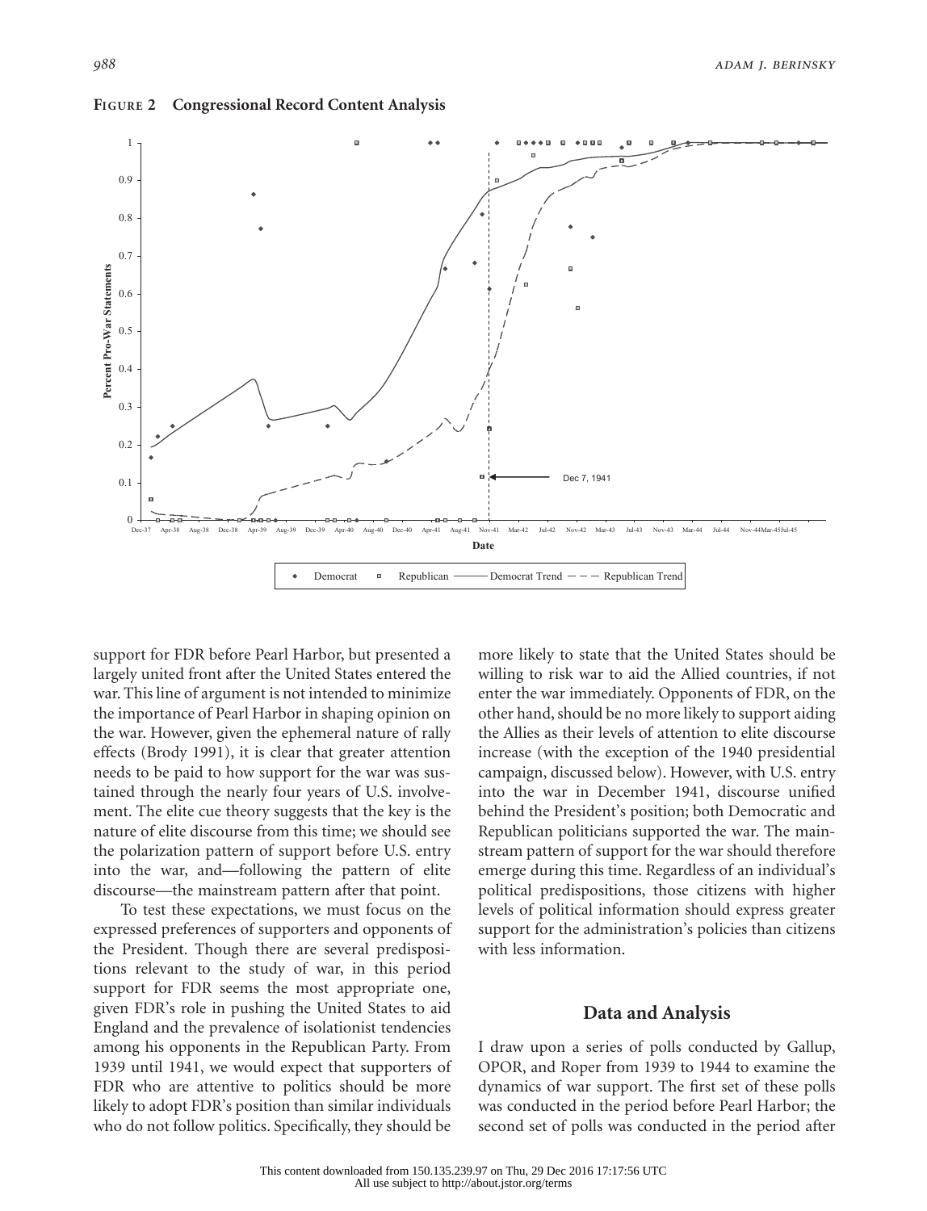**Figure 2 Congressional Record Content Analysis**

Percent Pro-War Statements

1
0.9
0.8
0.7
0.6
0.5
0.4
0.3
0.2
0.1
0

Dec-37 Apr-38 Aug-38 Dec-38 Apr-39 Aug-39 Dec-39 Apr-40 Aug-40 Dec-40 Apr-41 Aug-41 Nov-41 Mar-42 Jul-42 Nov-42 Mar-43 Jul-43 Nov-43 Mar-44 Jul-44 Nov-44Mar-45Jul-45

Date

Dec 7, 1941

Democrat Republican Democrat Trend Republican Trend

support for FDR before Pearl Harbor, but presented a largely united front after the United States entered the war. This line of argument is not intended to minimize the importance of Pearl Harbor in shaping opinion on the war. However, given the ephemeral nature of rally effects (Brody 1991), it is clear that greater attention needs to be paid to how support for the war was sustained through the nearly four years of U.S. involvement. The elite cue theory suggests that the key is the nature of elite discourse from this time; we should see the polarization pattern of support before U.S. entry into the war, and—following the pattern of elite discourse—the mainstream pattern after that point.

To test these expectations, we must focus on the expressed preferences of supporters and opponents of the President. Though there are several predispositions relevant to the study of war, in this period support for FDR seems the most appropriate one, given FDR's role in pushing the United States to aid England and the prevalence of isolationist tendencies among his opponents in the Republican Party. From 1939 until 1941, we would expect that supporters of FDR who are attentive to politics should be more likely to adopt FDR's position than similar individuals who do not follow politics. Specifically, they should be more likely to state that the United States should be willing to risk war to aid the Allied countries, if not enter the war immediately. Opponents of FDR, on the other hand, should be no more likely to support aiding the Allies as their levels of attention to elite discourse increase (with the exception of the 1940 presidential campaign, discussed below). However, with U.S. entry into the war in December 1941, discourse unified behind the President's position; both Democratic and Republican politicians supported the war. The mainstream pattern of support for the war should therefore emerge during this time. Regardless of an individual's political predispositions, those citizens with higher levels of political information should express greater support for the administration's policies than citizens with less information.

## Data and Analysis

I draw upon a series of polls conducted by Gallup, OPOR, and Roper from 1939 to 1944 to examine the dynamics of war support. The first set of these polls was conducted in the period before Pearl Harbor; the second set of polls was conducted in the period after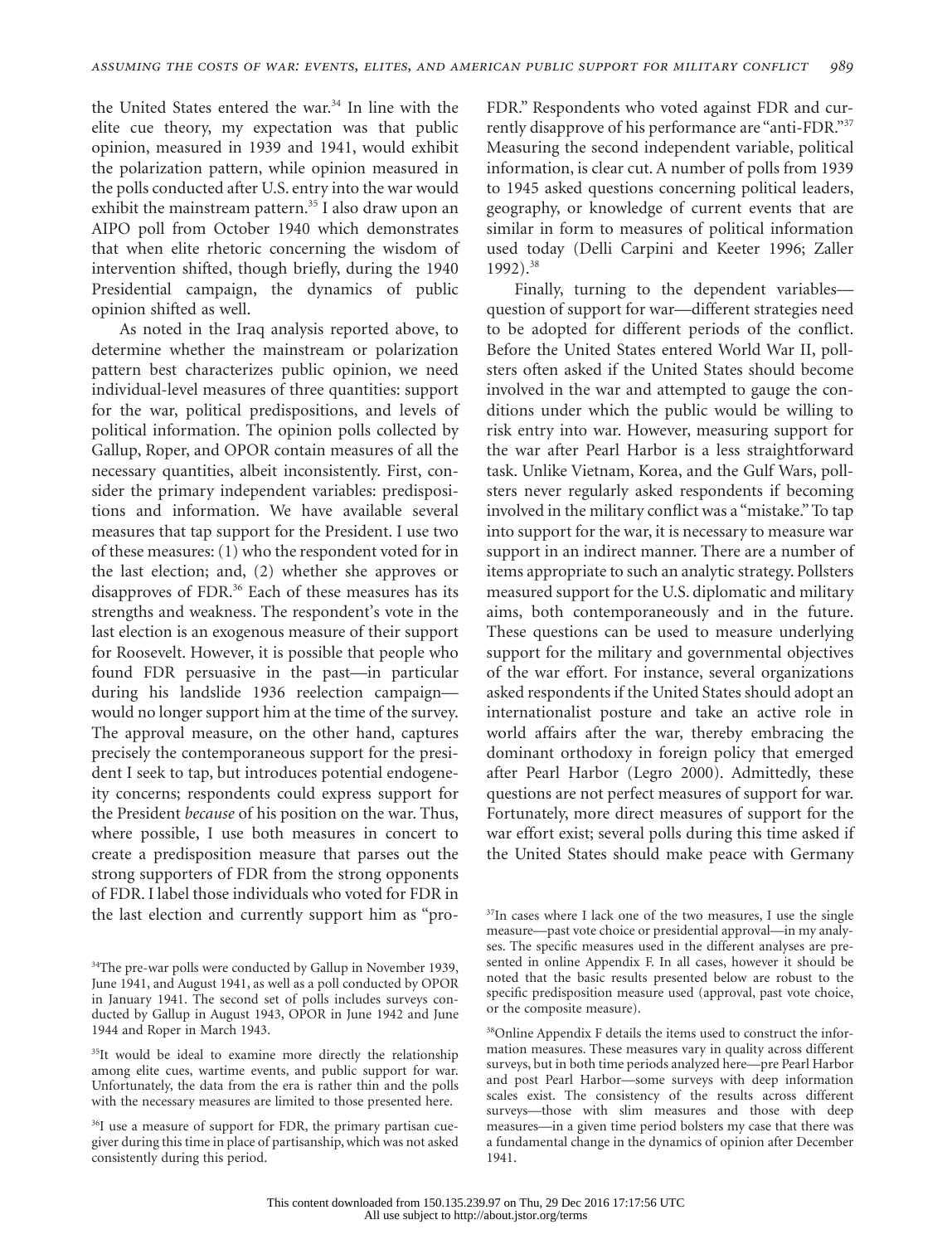the United States entered the war.[34] In line with the elite cue theory, my expectation was that public opinion, measured in 1939 and 1941, would exhibit the polarization pattern, while opinion measured in the polls conducted after U.S. entry into the war would exhibit the mainstream pattern.[35] I also draw upon an AIPO poll from October 1940 which demonstrates that when elite rhetoric concerning the wisdom of intervention shifted, though briefly, during the 1940 Presidential campaign, the dynamics of public opinion shifted as well.

As noted in the Iraq analysis reported above, to determine whether the mainstream or polarization pattern best characterizes public opinion, we need individual-level measures of three quantities: support for the war, political predispositions, and levels of political information. The opinion polls collected by Gallup, Roper, and OPOR contain measures of all the necessary quantities, albeit inconsistently. First, consider the primary independent variables: predispositions and information. We have available several measures that tap support for the President. I use two of these measures: (1) who the respondent voted for in the last election; and, (2) whether she approves or disapproves of FDR.[36] Each of these measures has its strengths and weakness. The respondent's vote in the last election is an exogenous measure of their support for Roosevelt. However, it is possible that people who found FDR persuasive in the past—in particular during his landslide 1936 reelection campaign—would no longer support him at the time of the survey. The approval measure, on the other hand, captures precisely the contemporaneous support for the president I seek to tap, but introduces potential endogeneity concerns; respondents could express support for the President *because* of his position on the war. Thus, where possible, I use both measures in concert to create a predisposition measure that parses out the strong supporters of FDR from the strong opponents of FDR. I label those individuals who voted for FDR in the last election and currently support him as "pro-FDR." Respondents who voted against FDR and currently disapprove of his performance are "anti-FDR."[37] Measuring the second independent variable, political information, is clear cut. A number of polls from 1939 to 1945 asked questions concerning political leaders, geography, or knowledge of current events that are similar in form to measures of political information used today (Delli Carpini and Keeter 1996; Zaller 1992).[38]

Finally, turning to the dependent variables—question of support for war—different strategies need to be adopted for different periods of the conflict. Before the United States entered World War II, pollsters often asked if the United States should become involved in the war and attempted to gauge the conditions under which the public would be willing to risk entry into war. However, measuring support for the war after Pearl Harbor is a less straightforward task. Unlike Vietnam, Korea, and the Gulf Wars, pollsters never regularly asked respondents if becoming involved in the military conflict was a "mistake." To tap into support for the war, it is necessary to measure war support in an indirect manner. There are a number of items appropriate to such an analytic strategy. Pollsters measured support for the U.S. diplomatic and military aims, both contemporaneously and in the future. These questions can be used to measure underlying support for the military and governmental objectives of the war effort. For instance, several organizations asked respondents if the United States should adopt an internationalist posture and take an active role in world affairs after the war, thereby embracing the dominant orthodoxy in foreign policy that emerged after Pearl Harbor (Legro 2000). Admittedly, these questions are not perfect measures of support for war. Fortunately, more direct measures of support for the war effort exist; several polls during this time asked if the United States should make peace with Germany

[34]The pre-war polls were conducted by Gallup in November 1939, June 1941, and August 1941, as well as a poll conducted by OPOR in January 1941. The second set of polls includes surveys conducted by Gallup in August 1943, OPOR in June 1942 and June 1944 and Roper in March 1943.

[35]It would be ideal to examine more directly the relationship among elite cues, wartime events, and public support for war. Unfortunately, the data from the era is rather thin and the polls with the necessary measures are limited to those presented here.

[36]I use a measure of support for FDR, the primary partisan cue-giver during this time in place of partisanship, which was not asked consistently during this period.

[37]In cases where I lack one of the two measures, I use the single measure—past vote choice or presidential approval—in my analyses. The specific measures used in the different analyses are presented in online Appendix F. In all cases, however it should be noted that the basic results presented below are robust to the specific predisposition measure used (approval, past vote choice, or the composite measure).

[38]Online Appendix F details the items used to construct the information measures. These measures vary in quality across different surveys, but in both time periods analyzed here—pre Pearl Harbor and post Pearl Harbor—some surveys with deep information scales exist. The consistency of the results across different surveys—those with slim measures and those with deep measures—in a given time period bolsters my case that there was a fundamental change in the dynamics of opinion after December 1941.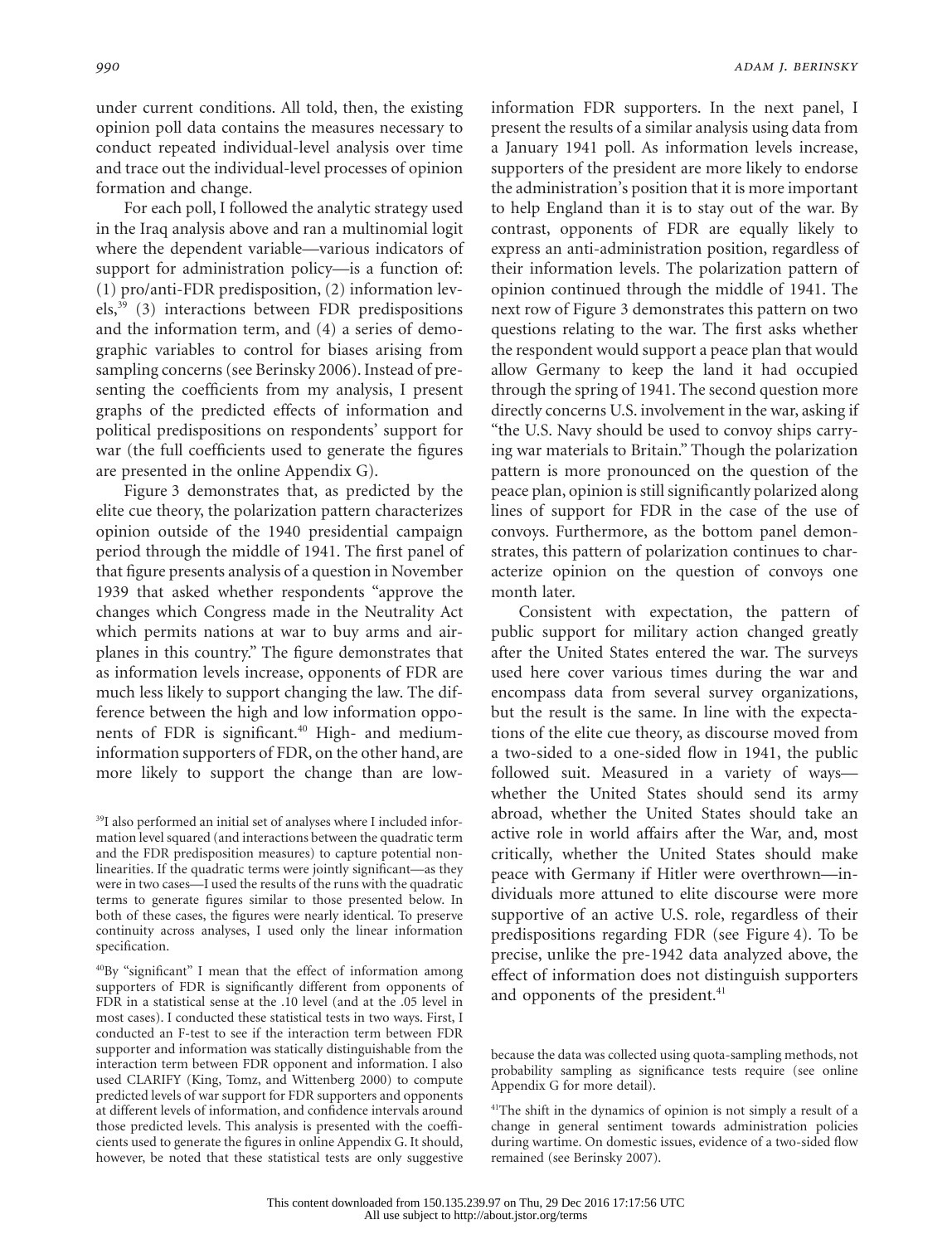under current conditions. All told, then, the existing opinion poll data contains the measures necessary to conduct repeated individual-level analysis over time and trace out the individual-level processes of opinion formation and change.

For each poll, I followed the analytic strategy used in the Iraq analysis above and ran a multinomial logit where the dependent variable—various indicators of support for administration policy—is a function of: (1) pro/anti-FDR predisposition, (2) information levels,[39] (3) interactions between FDR predispositions and the information term, and (4) a series of demographic variables to control for biases arising from sampling concerns (see Berinsky 2006). Instead of presenting the coefficients from my analysis, I present graphs of the predicted effects of information and political predispositions on respondents' support for war (the full coefficients used to generate the figures are presented in the online Appendix G).

Figure 3 demonstrates that, as predicted by the elite cue theory, the polarization pattern characterizes opinion outside of the 1940 presidential campaign period through the middle of 1941. The first panel of that figure presents analysis of a question in November 1939 that asked whether respondents "approve the changes which Congress made in the Neutrality Act which permits nations at war to buy arms and airplanes in this country." The figure demonstrates that as information levels increase, opponents of FDR are much less likely to support changing the law. The difference between the high and low information opponents of FDR is significant.[40] High- and medium-information supporters of FDR, on the other hand, are more likely to support the change than are low-information FDR supporters. In the next panel, I present the results of a similar analysis using data from a January 1941 poll. As information levels increase, supporters of the president are more likely to endorse the administration's position that it is more important to help England than it is to stay out of the war. By contrast, opponents of FDR are equally likely to express an anti-administration position, regardless of their information levels. The polarization pattern of opinion continued through the middle of 1941. The next row of Figure 3 demonstrates this pattern on two questions relating to the war. The first asks whether the respondent would support a peace plan that would allow Germany to keep the land it had occupied through the spring of 1941. The second question more directly concerns U.S. involvement in the war, asking if "the U.S. Navy should be used to convoy ships carrying war materials to Britain." Though the polarization pattern is more pronounced on the question of the peace plan, opinion is still significantly polarized along lines of support for FDR in the case of the use of convoys. Furthermore, as the bottom panel demonstrates, this pattern of polarization continues to characterize opinion on the question of convoys one month later.

Consistent with expectation, the pattern of public support for military action changed greatly after the United States entered the war. The surveys used here cover various times during the war and encompass data from several survey organizations, but the result is the same. In line with the expectations of the elite cue theory, as discourse moved from a two-sided to a one-sided flow in 1941, the public followed suit. Measured in a variety of ways—whether the United States should send its army abroad, whether the United States should take an active role in world affairs after the War, and, most critically, whether the United States should make peace with Germany if Hitler were overthrown—individuals more attuned to elite discourse were more supportive of an active U.S. role, regardless of their predispositions regarding FDR (see Figure 4). To be precise, unlike the pre-1942 data analyzed above, the effect of information does not distinguish supporters and opponents of the president.[41]

[39] I also performed an initial set of analyses where I included information level squared (and interactions between the quadratic term and the FDR predisposition measures) to capture potential nonlinearities. If the quadratic terms were jointly significant—as they were in two cases—I used the results of the runs with the quadratic terms to generate figures similar to those presented below. In both of these cases, the figures were nearly identical. To preserve continuity across analyses, I used only the linear information specification.

[40] By "significant" I mean that the effect of information among supporters of FDR is significantly different from opponents of FDR in a statistical sense at the .10 level (and at the .05 level in most cases). I conducted these statistical tests in two ways. First, I conducted an F-test to see if the interaction term between FDR supporter and information was statically distinguishable from the interaction term between FDR opponent and information. I also used CLARIFY (King, Tomz, and Wittenberg 2000) to compute predicted levels of war support for FDR supporters and opponents at different levels of information, and confidence intervals around those predicted levels. This analysis is presented with the coefficients used to generate the figures in online Appendix G. It should, however, be noted that these statistical tests are only suggestive because the data was collected using quota-sampling methods, not probability sampling as significance tests require (see online Appendix G for more detail).

[41] The shift in the dynamics of opinion is not simply a result of a change in general sentiment towards administration policies during wartime. On domestic issues, evidence of a two-sided flow remained (see Berinsky 2007).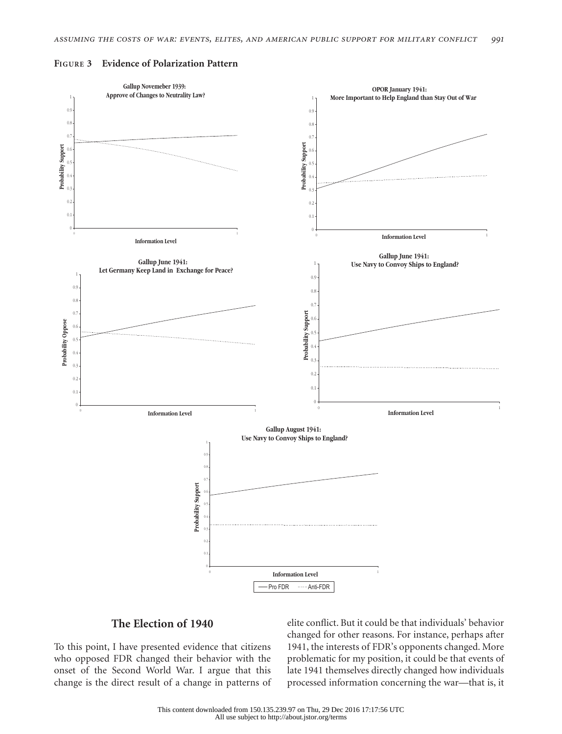**Figure 3 Evidence of Polarization Pattern**

Gallup Novemeber 1939: Approve of Changes to Neutrality Law?

OPOR January 1941: More Important to Help England than Stay Out of War

Gallup June 1941: Let Germany Keep Land in Exchange for Peace?

Gallup June 1941: Use Navy to Convoy Ships to England?

Gallup August 1941: Use Navy to Convoy Ships to England?

—— Pro FDR ······ Anti-FDR

## The Election of 1940

To this point, I have presented evidence that citizens who opposed FDR changed their behavior with the onset of the Second World War. I argue that this change is the direct result of a change in patterns of elite conflict. But it could be that individuals' behavior changed for other reasons. For instance, perhaps after 1941, the interests of FDR's opponents changed. More problematic for my position, it could be that events of late 1941 themselves directly changed how individuals processed information concerning the war—that is, it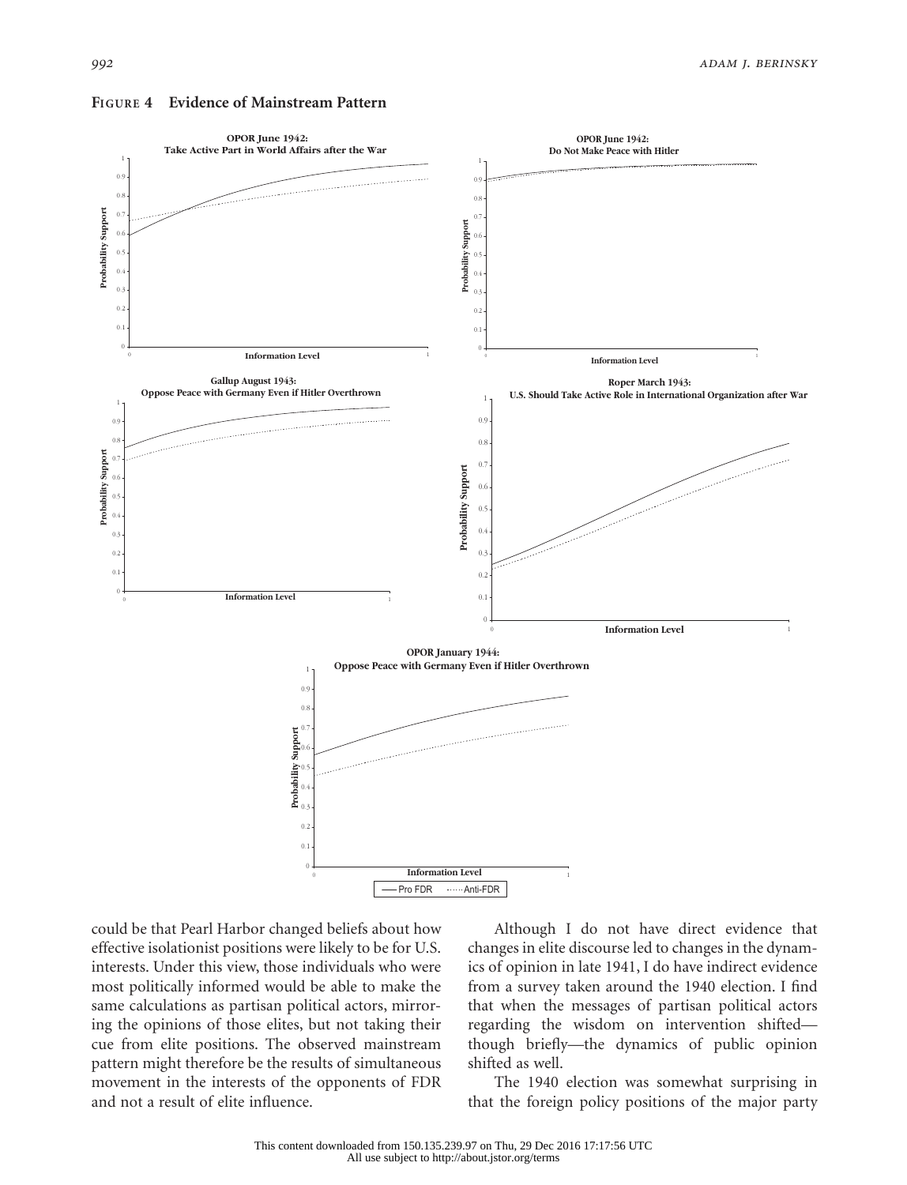**FIGURE 4 Evidence of Mainstream Pattern**

could be that Pearl Harbor changed beliefs about how effective isolationist positions were likely to be for U.S. interests. Under this view, those individuals who were most politically informed would be able to make the same calculations as partisan political actors, mirroring the opinions of those elites, but not taking their cue from elite positions. The observed mainstream pattern might therefore be the results of simultaneous movement in the interests of the opponents of FDR and not a result of elite influence.

Although I do not have direct evidence that changes in elite discourse led to changes in the dynamics of opinion in late 1941, I do have indirect evidence from a survey taken around the 1940 election. I find that when the messages of partisan political actors regarding the wisdom on intervention shifted—though briefly—the dynamics of public opinion shifted as well.

The 1940 election was somewhat surprising in that the foreign policy positions of the major party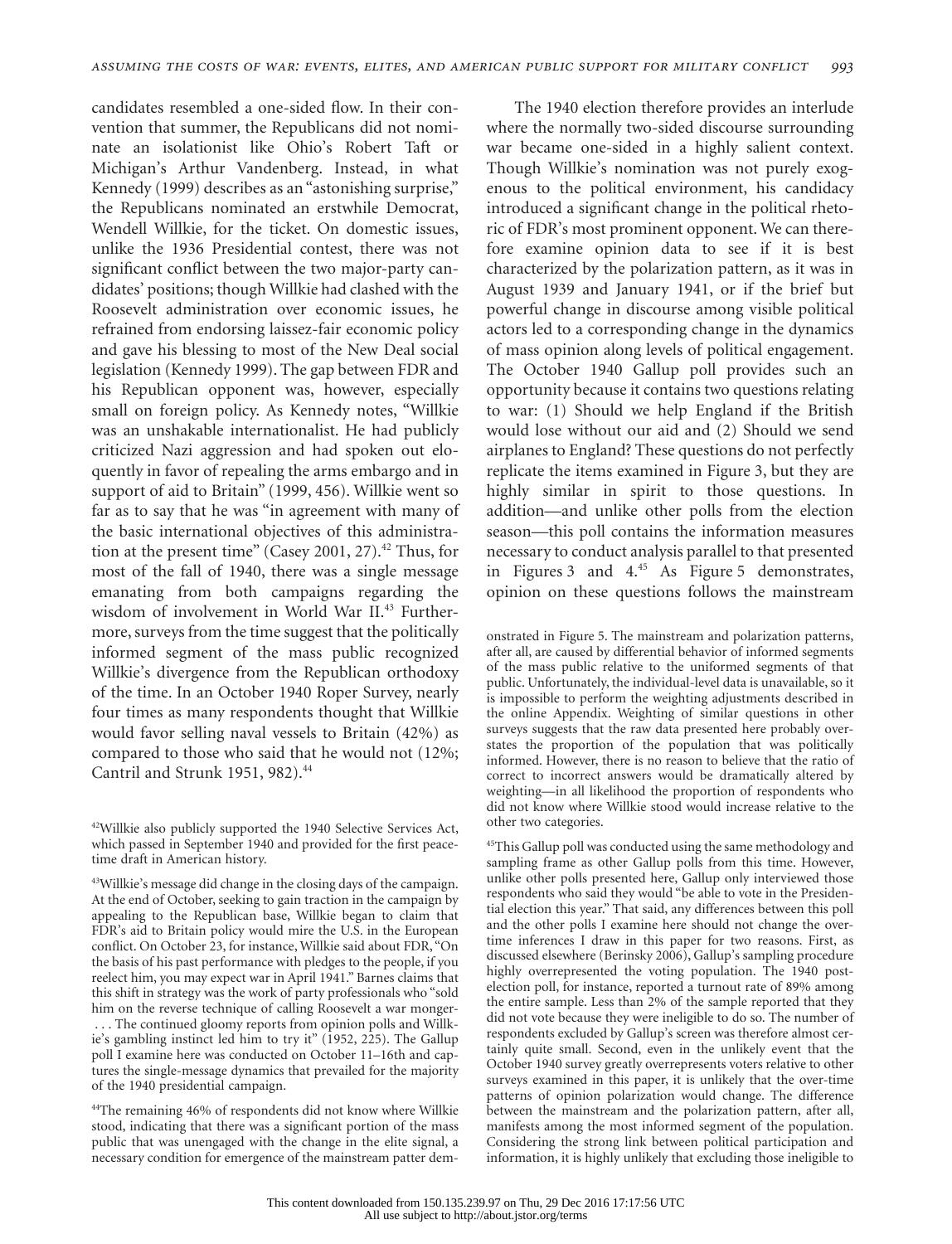candidates resembled a one-sided flow. In their convention that summer, the Republicans did not nominate an isolationist like Ohio's Robert Taft or Michigan's Arthur Vandenberg. Instead, in what Kennedy (1999) describes as an "astonishing surprise," the Republicans nominated an erstwhile Democrat, Wendell Willkie, for the ticket. On domestic issues, unlike the 1936 Presidential contest, there was not significant conflict between the two major-party candidates' positions; though Willkie had clashed with the Roosevelt administration over economic issues, he refrained from endorsing laissez-faire economic policy and gave his blessing to most of the New Deal social legislation (Kennedy 1999). The gap between FDR and his Republican opponent was, however, especially small on foreign policy. As Kennedy notes, "Willkie was an unshakable internationalist. He had publicly criticized Nazi aggression and had spoken out eloquently in favor of repealing the arms embargo and in support of aid to Britain" (1999, 456). Willkie went so far as to say that he was "in agreement with many of the basic international objectives of this administration at the present time" (Casey 2001, 27).[42] Thus, for most of the fall of 1940, there was a single message emanating from both campaigns regarding the wisdom of involvement in World War II.[43] Furthermore, surveys from the time suggest that the politically informed segment of the mass public recognized Willkie's divergence from the Republican orthodoxy of the time. In an October 1940 Roper Survey, nearly four times as many respondents thought that Willkie would favor selling naval vessels to Britain (42%) as compared to those who said that he would not (12%; Cantril and Strunk 1951, 982).[44]

The 1940 election therefore provides an interlude where the normally two-sided discourse surrounding war became one-sided in a highly salient context. Though Willkie's nomination was not purely exogenous to the political environment, his candidacy introduced a significant change in the political rhetoric of FDR's most prominent opponent. We can therefore examine opinion data to see if it is best characterized by the polarization pattern, as it was in August 1939 and January 1941, or if the brief but powerful change in discourse among visible political actors led to a corresponding change in the dynamics of mass opinion along levels of political engagement. The October 1940 Gallup poll provides such an opportunity because it contains two questions relating to war: (1) Should we help England if the British would lose without our aid and (2) Should we send airplanes to England? These questions do not perfectly replicate the items examined in Figure 3, but they are highly similar in spirit to those questions. In addition—and unlike other polls from the election season—this poll contains the information measures necessary to conduct analysis parallel to that presented in Figures 3 and 4.[45] As Figure 5 demonstrates, opinion on these questions follows the mainstream

[42] Willkie also publicly supported the 1940 Selective Services Act, which passed in September 1940 and provided for the first peacetime draft in American history.

[43] Willkie's message did change in the closing days of the campaign. At the end of October, seeking to gain traction in the campaign by appealing to the Republican base, Willkie began to claim that FDR's aid to Britain policy would mire the U.S. in the European conflict. On October 23, for instance, Willkie said about FDR, "On the basis of his past performance with pledges to the people, if you reelect him, you may expect war in April 1941." Barnes claims that this shift in strategy was the work of party professionals who "sold him on the reverse technique of calling Roosevelt a war monger- . . . The continued gloomy reports from opinion polls and Willkie's gambling instinct led him to try it" (1952, 225). The Gallup poll I examine here was conducted on October 11–16th and captures the single-message dynamics that prevailed for the majority of the 1940 presidential campaign.

[44] The remaining 46% of respondents did not know where Willkie stood, indicating that there was a significant portion of the mass public that was unengaged with the change in the elite signal, a necessary condition for emergence of the mainstream patter demonstrated in Figure 5. The mainstream and polarization patterns, after all, are caused by differential behavior of informed segments of the mass public relative to the uniformed segments of that public. Unfortunately, the individual-level data is unavailable, so it is impossible to perform the weighting adjustments described in the online Appendix. Weighting of similar questions in other surveys suggests that the raw data presented here probably overstates the proportion of the population that was politically informed. However, there is no reason to believe that the ratio of correct to incorrect answers would be dramatically altered by weighting—in all likelihood the proportion of respondents who did not know where Willkie stood would increase relative to the other two categories.

[45] This Gallup poll was conducted using the same methodology and sampling frame as other Gallup polls from this time. However, unlike other polls presented here, Gallup only interviewed those respondents who said they would "be able to vote in the Presidential election this year." That said, any differences between this poll and the other polls I examine here should not change the over-time inferences I draw in this paper for two reasons. First, as discussed elsewhere (Berinsky 2006), Gallup's sampling procedure highly overrepresented the voting population. The 1940 post-election poll, for instance, reported a turnout rate of 89% among the entire sample. Less than 2% of the sample reported that they did not vote because they were ineligible to do so. The number of respondents excluded by Gallup's screen was therefore almost certainly quite small. Second, even in the unlikely event that the October 1940 survey greatly overrepresents voters relative to other surveys examined in this paper, it is unlikely that the over-time patterns of opinion polarization would change. The difference between the mainstream and the polarization pattern, after all, manifests among the most informed segment of the population. Considering the strong link between political participation and information, it is highly unlikely that excluding those ineligible to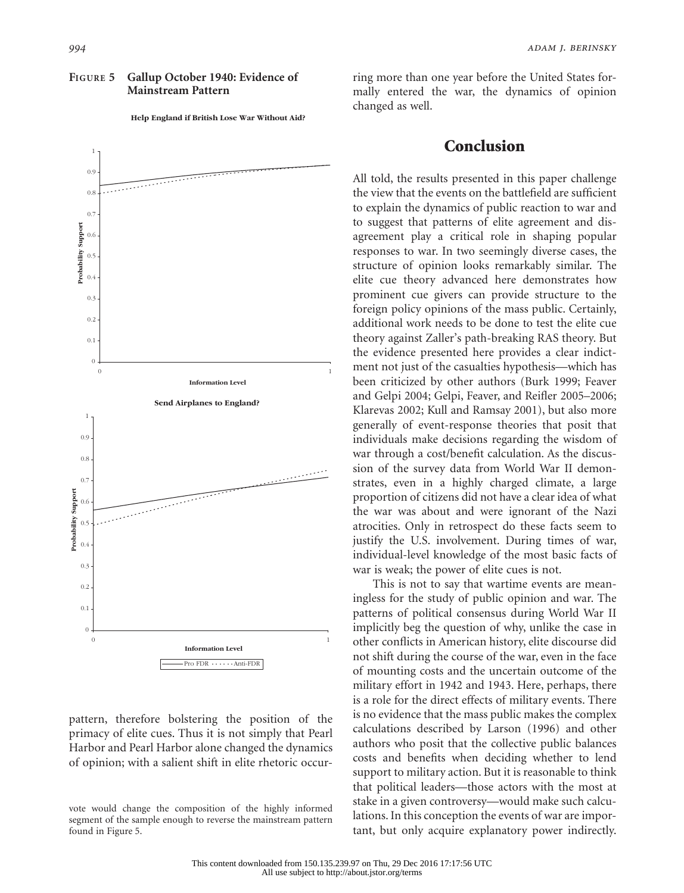**Figure 5 Gallup October 1940: Evidence of Mainstream Pattern**

pattern, therefore bolstering the position of the primacy of elite cues. Thus it is not simply that Pearl Harbor and Pearl Harbor alone changed the dynamics of opinion; with a salient shift in elite rhetoric occurring more than one year before the United States formally entered the war, the dynamics of opinion changed as well.

vote would change the composition of the highly informed segment of the sample enough to reverse the mainstream pattern found in Figure 5.

## Conclusion

All told, the results presented in this paper challenge the view that the events on the battlefield are sufficient to explain the dynamics of public reaction to war and to suggest that patterns of elite agreement and disagreement play a critical role in shaping popular responses to war. In two seemingly diverse cases, the structure of opinion looks remarkably similar. The elite cue theory advanced here demonstrates how prominent cue givers can provide structure to the foreign policy opinions of the mass public. Certainly, additional work needs to be done to test the elite cue theory against Zaller's path-breaking RAS theory. But the evidence presented here provides a clear indictment not just of the casualties hypothesis—which has been criticized by other authors (Burk 1999; Feaver and Gelpi 2004; Gelpi, Feaver, and Reifler 2005–2006; Klarevas 2002; Kull and Ramsay 2001), but also more generally of event-response theories that posit that individuals make decisions regarding the wisdom of war through a cost/benefit calculation. As the discussion of the survey data from World War II demonstrates, even in a highly charged climate, a large proportion of citizens did not have a clear idea of what the war was about and were ignorant of the Nazi atrocities. Only in retrospect do these facts seem to justify the U.S. involvement. During times of war, individual-level knowledge of the most basic facts of war is weak; the power of elite cues is not.

This is not to say that wartime events are meaningless for the study of public opinion and war. The patterns of political consensus during World War II implicitly beg the question of why, unlike the case in other conflicts in American history, elite discourse did not shift during the course of the war, even in the face of mounting costs and the uncertain outcome of the military effort in 1942 and 1943. Here, perhaps, there is a role for the direct effects of military events. There is no evidence that the mass public makes the complex calculations described by Larson (1996) and other authors who posit that the collective public balances costs and benefits when deciding whether to lend support to military action. But it is reasonable to think that political leaders—those actors with the most at stake in a given controversy—would make such calculations. In this conception the events of war are important, but only acquire explanatory power indirectly.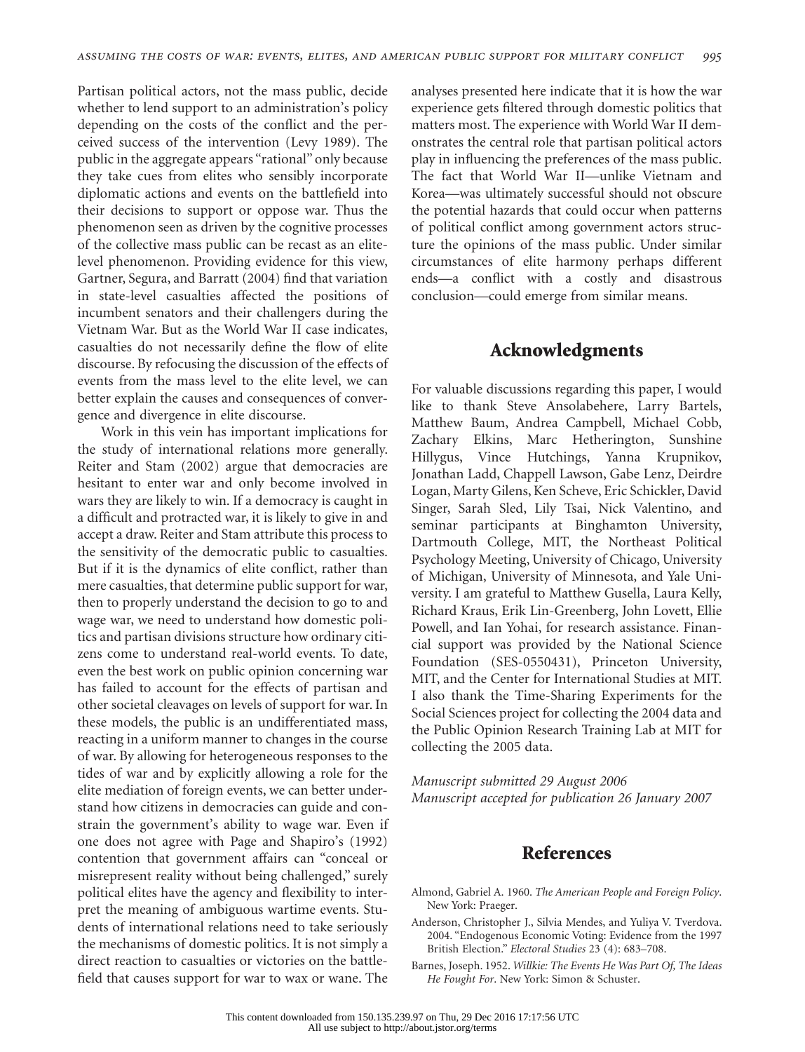Partisan political actors, not the mass public, decide whether to lend support to an administration's policy depending on the costs of the conflict and the perceived success of the intervention (Levy 1989). The public in the aggregate appears "rational" only because they take cues from elites who sensibly incorporate diplomatic actions and events on the battlefield into their decisions to support or oppose war. Thus the phenomenon seen as driven by the cognitive processes of the collective mass public can be recast as an elite-level phenomenon. Providing evidence for this view, Gartner, Segura, and Barratt (2004) find that variation in state-level casualties affected the positions of incumbent senators and their challengers during the Vietnam War. But as the World War II case indicates, casualties do not necessarily define the flow of elite discourse. By refocusing the discussion of the effects of events from the mass level to the elite level, we can better explain the causes and consequences of convergence and divergence in elite discourse.

Work in this vein has important implications for the study of international relations more generally. Reiter and Stam (2002) argue that democracies are hesitant to enter war and only become involved in wars they are likely to win. If a democracy is caught in a difficult and protracted war, it is likely to give in and accept a draw. Reiter and Stam attribute this process to the sensitivity of the democratic public to casualties. But if it is the dynamics of elite conflict, rather than mere casualties, that determine public support for war, then to properly understand the decision to go to and wage war, we need to understand how domestic politics and partisan divisions structure how ordinary citizens come to understand real-world events. To date, even the best work on public opinion concerning war has failed to account for the effects of partisan and other societal cleavages on levels of support for war. In these models, the public is an undifferentiated mass, reacting in a uniform manner to changes in the course of war. By allowing for heterogeneous responses to the tides of war and by explicitly allowing a role for the elite mediation of foreign events, we can better understand how citizens in democracies can guide and constrain the government's ability to wage war. Even if one does not agree with Page and Shapiro's (1992) contention that government affairs can "conceal or misrepresent reality without being challenged," surely political elites have the agency and flexibility to interpret the meaning of ambiguous wartime events. Students of international relations need to take seriously the mechanisms of domestic politics. It is not simply a direct reaction to casualties or victories on the battlefield that causes support for war to wax or wane. The analyses presented here indicate that it is how the war experience gets filtered through domestic politics that matters most. The experience with World War II demonstrates the central role that partisan political actors play in influencing the preferences of the mass public. The fact that World War II—unlike Vietnam and Korea—was ultimately successful should not obscure the potential hazards that could occur when patterns of political conflict among government actors structure the opinions of the mass public. Under similar circumstances of elite harmony perhaps different ends—a conflict with a costly and disastrous conclusion—could emerge from similar means.

## Acknowledgments

For valuable discussions regarding this paper, I would like to thank Steve Ansolabehere, Larry Bartels, Matthew Baum, Andrea Campbell, Michael Cobb, Zachary Elkins, Marc Hetherington, Sunshine Hillygus, Vince Hutchings, Yanna Krupnikov, Jonathan Ladd, Chappell Lawson, Gabe Lenz, Deirdre Logan, Marty Gilens, Ken Scheve, Eric Schickler, David Singer, Sarah Sled, Lily Tsai, Nick Valentino, and seminar participants at Binghamton University, Dartmouth College, MIT, the Northeast Political Psychology Meeting, University of Chicago, University of Michigan, University of Minnesota, and Yale University. I am grateful to Matthew Gusella, Laura Kelly, Richard Kraus, Erik Lin-Greenberg, John Lovett, Ellie Powell, and Ian Yohai, for research assistance. Financial support was provided by the National Science Foundation (SES-0550431), Princeton University, MIT, and the Center for International Studies at MIT. I also thank the Time-Sharing Experiments for the Social Sciences project for collecting the 2004 data and the Public Opinion Research Training Lab at MIT for collecting the 2005 data.

*Manuscript submitted 29 August 2006*
*Manuscript accepted for publication 26 January 2007*

## References

Almond, Gabriel A. 1960. *The American People and Foreign Policy*. New York: Praeger.

Anderson, Christopher J., Silvia Mendes, and Yuliya V. Tverdova. 2004. "Endogenous Economic Voting: Evidence from the 1997 British Election." *Electoral Studies* 23 (4): 683–708.

Barnes, Joseph. 1952. *Willkie: The Events He Was Part Of, The Ideas He Fought For*. New York: Simon & Schuster.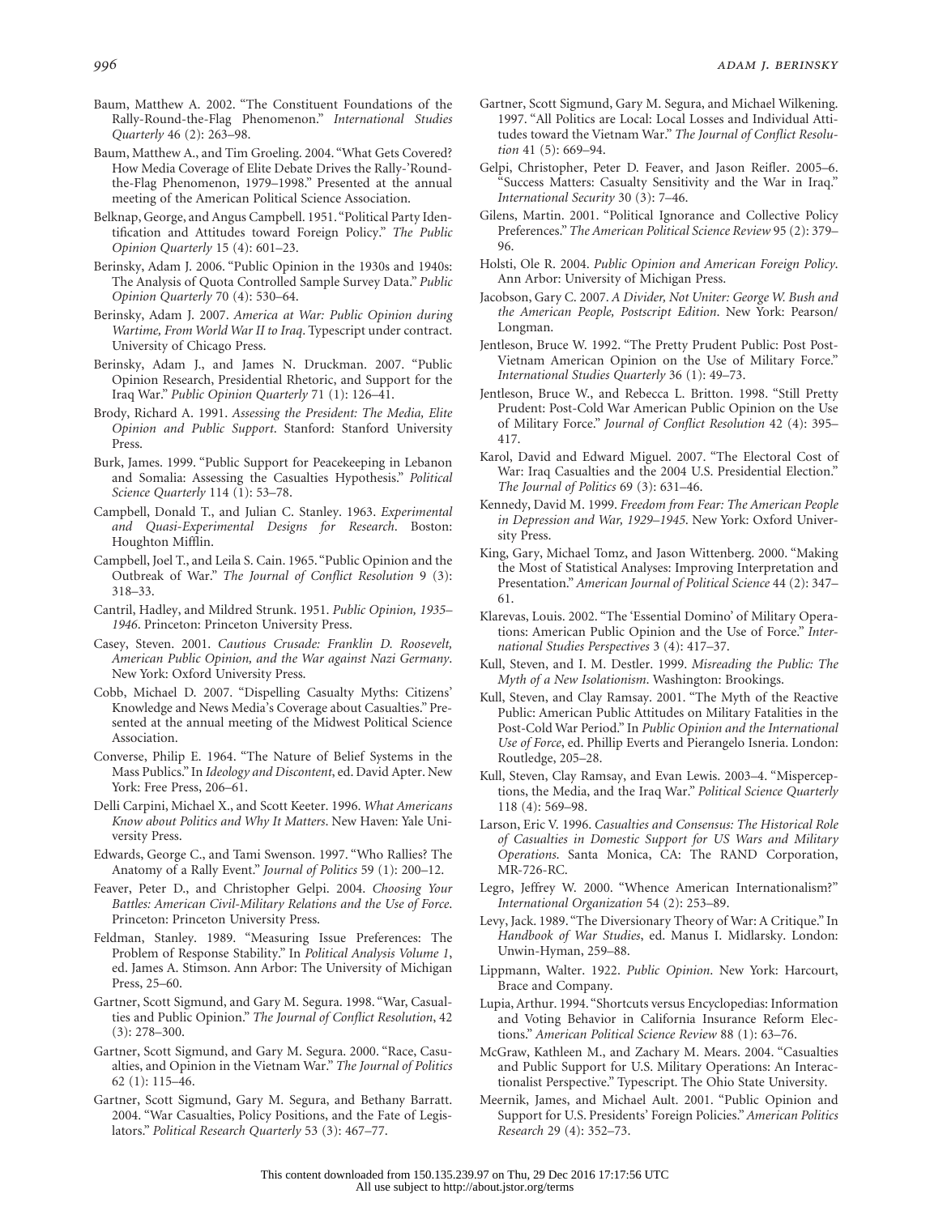Baum, Matthew A. 2002. "The Constituent Foundations of the Rally-Round-the-Flag Phenomenon." *International Studies Quarterly* 46 (2): 263–98.

Baum, Matthew A., and Tim Groeling. 2004. "What Gets Covered? How Media Coverage of Elite Debate Drives the Rally-'Round-the-Flag Phenomenon, 1979–1998." Presented at the annual meeting of the American Political Science Association.

Belknap, George, and Angus Campbell. 1951. "Political Party Identification and Attitudes toward Foreign Policy." *The Public Opinion Quarterly* 15 (4): 601–23.

Berinsky, Adam J. 2006. "Public Opinion in the 1930s and 1940s: The Analysis of Quota Controlled Sample Survey Data." *Public Opinion Quarterly* 70 (4): 530–64.

Berinsky, Adam J. 2007. *America at War: Public Opinion during Wartime, From World War II to Iraq*. Typescript under contract. University of Chicago Press.

Berinsky, Adam J., and James N. Druckman. 2007. "Public Opinion Research, Presidential Rhetoric, and Support for the Iraq War." *Public Opinion Quarterly* 71 (1): 126–41.

Brody, Richard A. 1991. *Assessing the President: The Media, Elite Opinion and Public Support*. Stanford: Stanford University Press.

Burk, James. 1999. "Public Support for Peacekeeping in Lebanon and Somalia: Assessing the Casualties Hypothesis." *Political Science Quarterly* 114 (1): 53–78.

Campbell, Donald T., and Julian C. Stanley. 1963. *Experimental and Quasi-Experimental Designs for Research*. Boston: Houghton Mifflin.

Campbell, Joel T., and Leila S. Cain. 1965. "Public Opinion and the Outbreak of War." *The Journal of Conflict Resolution* 9 (3): 318–33.

Cantril, Hadley, and Mildred Strunk. 1951. *Public Opinion, 1935–1946*. Princeton: Princeton University Press.

Casey, Steven. 2001. *Cautious Crusade: Franklin D. Roosevelt, American Public Opinion, and the War against Nazi Germany*. New York: Oxford University Press.

Cobb, Michael D. 2007. "Dispelling Casualty Myths: Citizens' Knowledge and News Media's Coverage about Casualties." Presented at the annual meeting of the Midwest Political Science Association.

Converse, Philip E. 1964. "The Nature of Belief Systems in the Mass Publics." In *Ideology and Discontent*, ed. David Apter. New York: Free Press, 206–61.

Delli Carpini, Michael X., and Scott Keeter. 1996. *What Americans Know about Politics and Why It Matters*. New Haven: Yale University Press.

Edwards, George C., and Tami Swenson. 1997. "Who Rallies? The Anatomy of a Rally Event." *Journal of Politics* 59 (1): 200–12.

Feaver, Peter D., and Christopher Gelpi. 2004. *Choosing Your Battles: American Civil-Military Relations and the Use of Force*. Princeton: Princeton University Press.

Feldman, Stanley. 1989. "Measuring Issue Preferences: The Problem of Response Stability." In *Political Analysis Volume 1*, ed. James A. Stimson. Ann Arbor: The University of Michigan Press, 25–60.

Gartner, Scott Sigmund, and Gary M. Segura. 1998. "War, Casualties and Public Opinion." *The Journal of Conflict Resolution*, 42 (3): 278–300.

Gartner, Scott Sigmund, and Gary M. Segura. 2000. "Race, Casualties, and Opinion in the Vietnam War." *The Journal of Politics* 62 (1): 115–46.

Gartner, Scott Sigmund, Gary M. Segura, and Bethany Barratt. 2004. "War Casualties, Policy Positions, and the Fate of Legislators." *Political Research Quarterly* 53 (3): 467–77.

Gartner, Scott Sigmund, Gary M. Segura, and Michael Wilkening. 1997. "All Politics are Local: Local Losses and Individual Attitudes toward the Vietnam War." *The Journal of Conflict Resolution* 41 (5): 669–94.

Gelpi, Christopher, Peter D. Feaver, and Jason Reifler. 2005–6. "Success Matters: Casualty Sensitivity and the War in Iraq." *International Security* 30 (3): 7–46.

Gilens, Martin. 2001. "Political Ignorance and Collective Policy Preferences." *The American Political Science Review* 95 (2): 379–96.

Holsti, Ole R. 2004. *Public Opinion and American Foreign Policy*. Ann Arbor: University of Michigan Press.

Jacobson, Gary C. 2007. *A Divider, Not Uniter: George W. Bush and the American People, Postscript Edition*. New York: Pearson/Longman.

Jentleson, Bruce W. 1992. "The Pretty Prudent Public: Post Post-Vietnam American Opinion on the Use of Military Force." *International Studies Quarterly* 36 (1): 49–73.

Jentleson, Bruce W., and Rebecca L. Britton. 1998. "Still Pretty Prudent: Post-Cold War American Public Opinion on the Use of Military Force." *Journal of Conflict Resolution* 42 (4): 395–417.

Karol, David and Edward Miguel. 2007. "The Electoral Cost of War: Iraq Casualties and the 2004 U.S. Presidential Election." *The Journal of Politics* 69 (3): 631–46.

Kennedy, David M. 1999. *Freedom from Fear: The American People in Depression and War, 1929–1945*. New York: Oxford University Press.

King, Gary, Michael Tomz, and Jason Wittenberg. 2000. "Making the Most of Statistical Analyses: Improving Interpretation and Presentation." *American Journal of Political Science* 44 (2): 347–61.

Klarevas, Louis. 2002. "The 'Essential Domino' of Military Operations: American Public Opinion and the Use of Force." *International Studies Perspectives* 3 (4): 417–37.

Kull, Steven, and I. M. Destler. 1999. *Misreading the Public: The Myth of a New Isolationism*. Washington: Brookings.

Kull, Steven, and Clay Ramsay. 2001. "The Myth of the Reactive Public: American Public Attitudes on Military Fatalities in the Post-Cold War Period." In *Public Opinion and the International Use of Force*, ed. Phillip Everts and Pierangelo Isneria. London: Routledge, 205–28.

Kull, Steven, Clay Ramsay, and Evan Lewis. 2003–4. "Misperceptions, the Media, and the Iraq War." *Political Science Quarterly* 118 (4): 569–98.

Larson, Eric V. 1996. *Casualties and Consensus: The Historical Role of Casualties in Domestic Support for US Wars and Military Operations*. Santa Monica, CA: The RAND Corporation, MR-726-RC.

Legro, Jeffrey W. 2000. "Whence American Internationalism?" *International Organization* 54 (2): 253–89.

Levy, Jack. 1989. "The Diversionary Theory of War: A Critique." In *Handbook of War Studies*, ed. Manus I. Midlarsky. London: Unwin-Hyman, 259–88.

Lippmann, Walter. 1922. *Public Opinion*. New York: Harcourt, Brace and Company.

Lupia, Arthur. 1994. "Shortcuts versus Encyclopedias: Information and Voting Behavior in California Insurance Reform Elections." *American Political Science Review* 88 (1): 63–76.

McGraw, Kathleen M., and Zachary M. Mears. 2004. "Casualties and Public Support for U.S. Military Operations: An Interactionalist Perspective." Typescript. The Ohio State University.

Meernik, James, and Michael Ault. 2001. "Public Opinion and Support for U.S. Presidents' Foreign Policies." *American Politics Research* 29 (4): 352–73.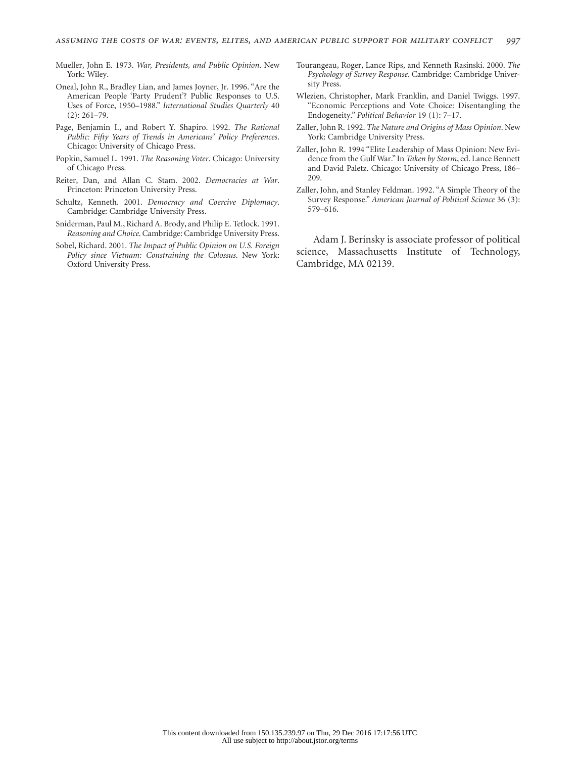Mueller, John E. 1973. *War, Presidents, and Public Opinion*. New York: Wiley.

Oneal, John R., Bradley Lian, and James Joyner, Jr. 1996. "Are the American People 'Party Prudent'? Public Responses to U.S. Uses of Force, 1950–1988." *International Studies Quarterly* 40 (2): 261–79.

Page, Benjamin I., and Robert Y. Shapiro. 1992. *The Rational Public: Fifty Years of Trends in Americans' Policy Preferences*. Chicago: University of Chicago Press.

Popkin, Samuel L. 1991. *The Reasoning Voter*. Chicago: University of Chicago Press.

Reiter, Dan, and Allan C. Stam. 2002. *Democracies at War*. Princeton: Princeton University Press.

Schultz, Kenneth. 2001. *Democracy and Coercive Diplomacy*. Cambridge: Cambridge University Press.

Sniderman, Paul M., Richard A. Brody, and Philip E. Tetlock. 1991. *Reasoning and Choice*. Cambridge: Cambridge University Press.

Sobel, Richard. 2001. *The Impact of Public Opinion on U.S. Foreign Policy since Vietnam: Constraining the Colossus*. New York: Oxford University Press.

Tourangeau, Roger, Lance Rips, and Kenneth Rasinski. 2000. *The Psychology of Survey Response*. Cambridge: Cambridge University Press.

Wlezien, Christopher, Mark Franklin, and Daniel Twiggs. 1997. "Economic Perceptions and Vote Choice: Disentangling the Endogeneity." *Political Behavior* 19 (1): 7–17.

Zaller, John R. 1992. *The Nature and Origins of Mass Opinion*. New York: Cambridge University Press.

Zaller, John R. 1994 "Elite Leadership of Mass Opinion: New Evidence from the Gulf War." In *Taken by Storm*, ed. Lance Bennett and David Paletz. Chicago: University of Chicago Press, 186–209.

Zaller, John, and Stanley Feldman. 1992. "A Simple Theory of the Survey Response." *American Journal of Political Science* 36 (3): 579–616.

Adam J. Berinsky is associate professor of political science, Massachusetts Institute of Technology, Cambridge, MA 02139.